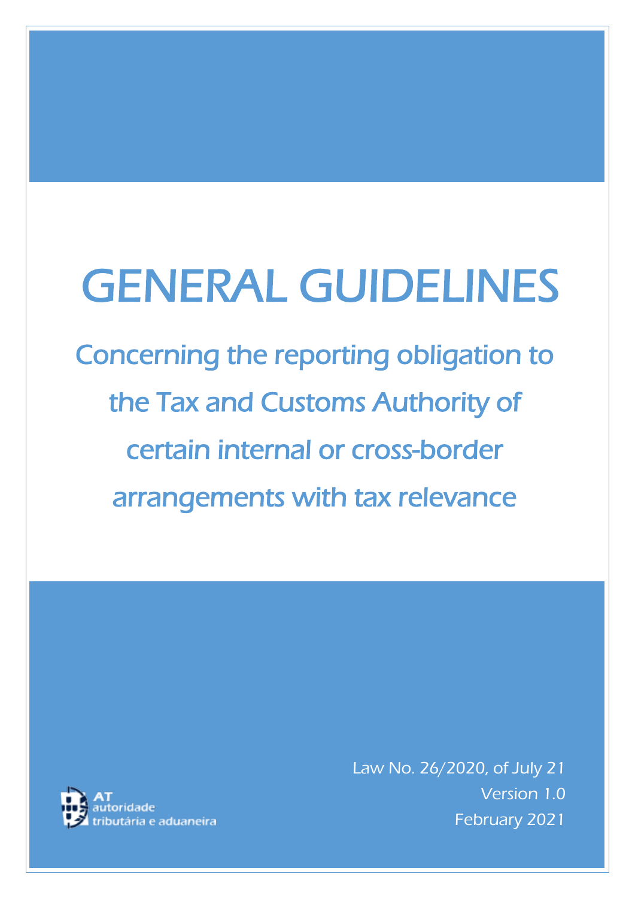# GENERAL GUIDELINES

## Concerning the reporting obligation to the Tax and Customs Authority of certain internal or cross-border arrangements with tax relevance

AT autoridade tributária e aduaneira

Law No. 26/2020, of July 21
Version 1.0
February 2021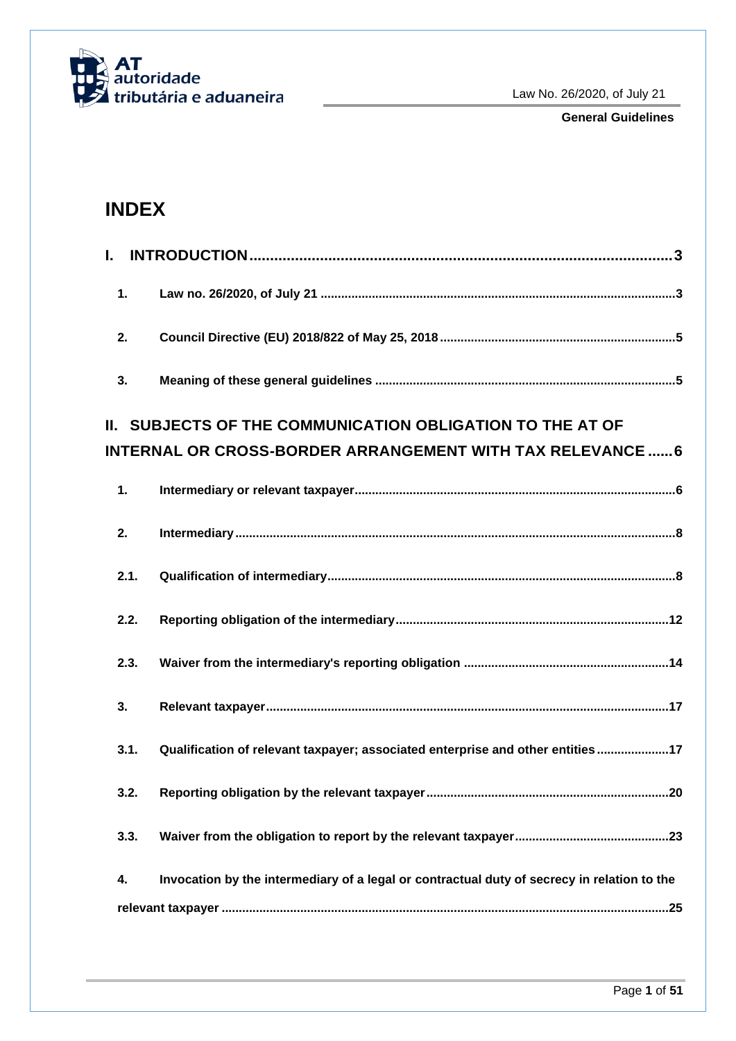# INDEX

**I. INTRODUCTION ........................................................................................ 3**

**1. Law no. 26/2020, of July 21 ........................................................................ 3**

**2. Council Directive (EU) 2018/822 of May 25, 2018 ........................................... 5**

**3. Meaning of these general guidelines ............................................................ 5**

**II. SUBJECTS OF THE COMMUNICATION OBLIGATION TO THE AT OF INTERNAL OR CROSS-BORDER ARRANGEMENT WITH TAX RELEVANCE ...... 6**

**1. Intermediary or relevant taxpayer ................................................................ 6**

**2. Intermediary ............................................................................................... 8**

**2.1. Qualification of intermediary ..................................................................... 8**

**2.2. Reporting obligation of the intermediary .................................................... 12**

**2.3. Waiver from the intermediary's reporting obligation ..................................... 14**

**3. Relevant taxpayer ...................................................................................... 17**

**3.1. Qualification of relevant taxpayer; associated enterprise and other entities ..... 17**

**3.2. Reporting obligation by the relevant taxpayer ............................................. 20**

**3.3. Waiver from the obligation to report by the relevant taxpayer ....................... 23**

**4. Invocation by the intermediary of a legal or contractual duty of secrecy in relation to the relevant taxpayer ................................................................................... 25**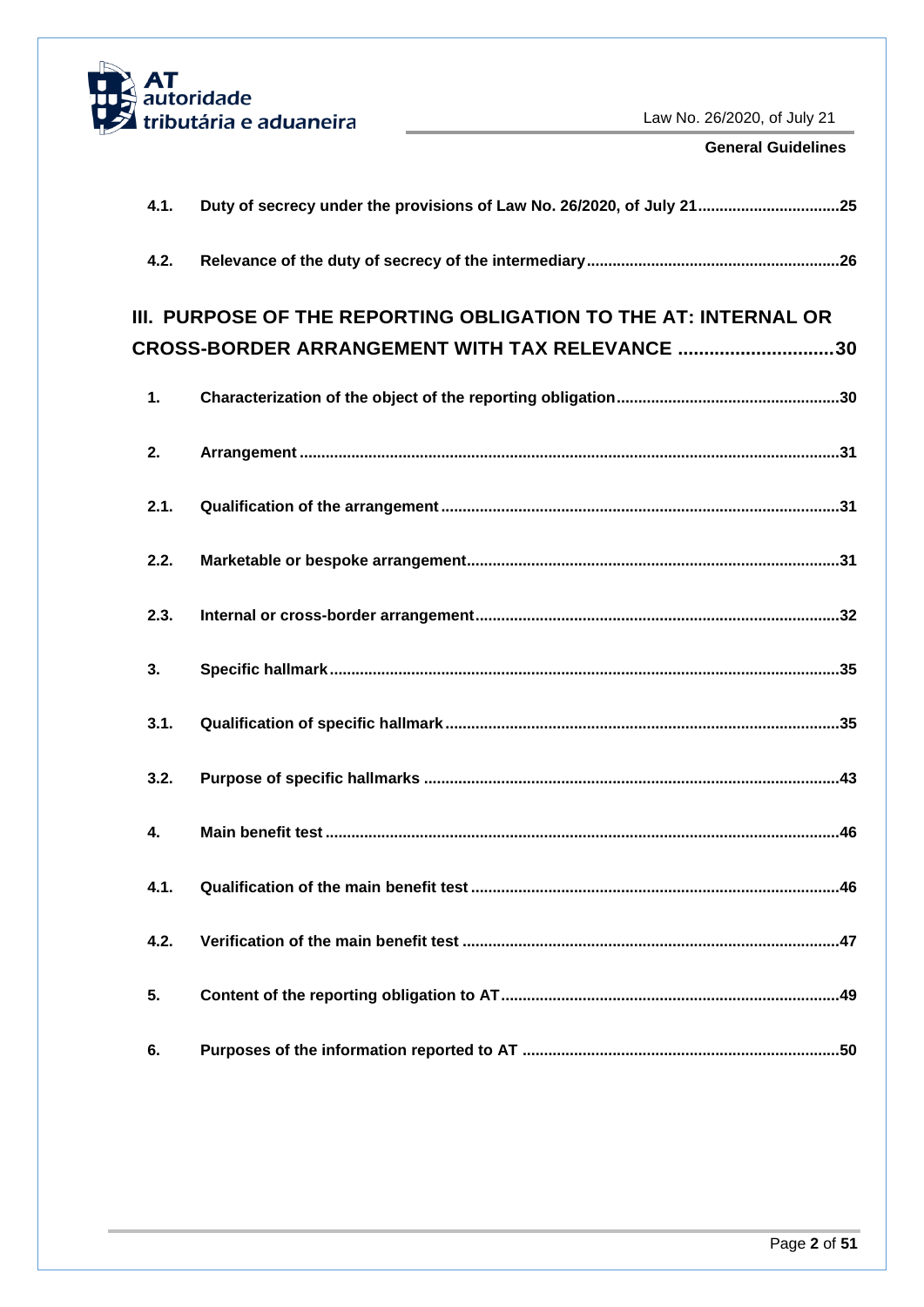| | | |
|---|---|---|
| 4.1. | Duty of secrecy under the provisions of Law No. 26/2020, of July 21 | 25 |
| 4.2. | Relevance of the duty of secrecy of the intermediary | 26 |

**III. PURPOSE OF THE REPORTING OBLIGATION TO THE AT: INTERNAL OR CROSS-BORDER ARRANGEMENT WITH TAX RELEVANCE .............................. 30**

| | | |
|---|---|---|
| 1. | Characterization of the object of the reporting obligation | 30 |
| 2. | Arrangement | 31 |
| 2.1. | Qualification of the arrangement | 31 |
| 2.2. | Marketable or bespoke arrangement | 31 |
| 2.3. | Internal or cross-border arrangement | 32 |
| 3. | Specific hallmark | 35 |
| 3.1. | Qualification of specific hallmark | 35 |
| 3.2. | Purpose of specific hallmarks | 43 |
| 4. | Main benefit test | 46 |
| 4.1. | Qualification of the main benefit test | 46 |
| 4.2. | Verification of the main benefit test | 47 |
| 5. | Content of the reporting obligation to AT | 49 |
| 6. | Purposes of the information reported to AT | 50 |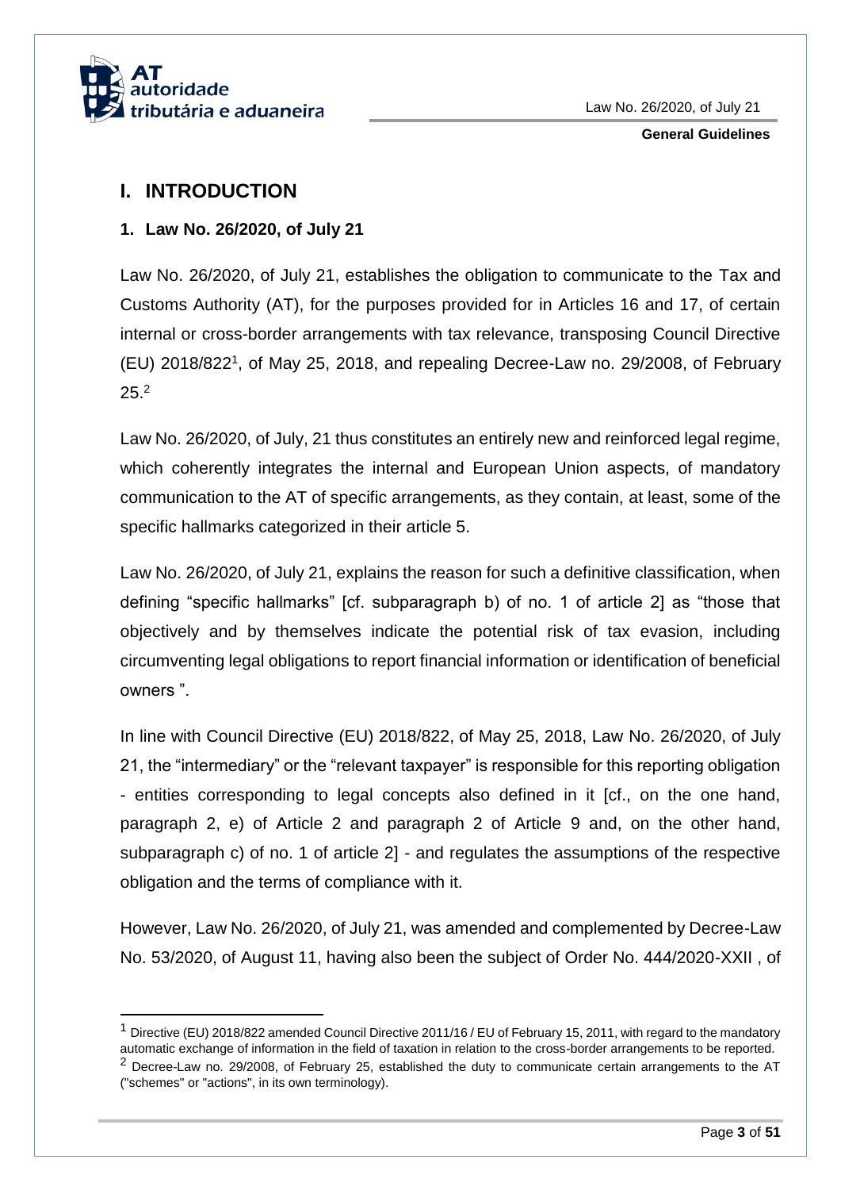# I. INTRODUCTION

## 1. Law No. 26/2020, of July 21

Law No. 26/2020, of July 21, establishes the obligation to communicate to the Tax and Customs Authority (AT), for the purposes provided for in Articles 16 and 17, of certain internal or cross-border arrangements with tax relevance, transposing Council Directive (EU) 2018/822[1], of May 25, 2018, and repealing Decree-Law no. 29/2008, of February 25.[2]

Law No. 26/2020, of July, 21 thus constitutes an entirely new and reinforced legal regime, which coherently integrates the internal and European Union aspects, of mandatory communication to the AT of specific arrangements, as they contain, at least, some of the specific hallmarks categorized in their article 5.

Law No. 26/2020, of July 21, explains the reason for such a definitive classification, when defining "specific hallmarks" [cf. subparagraph b) of no. 1 of article 2] as "those that objectively and by themselves indicate the potential risk of tax evasion, including circumventing legal obligations to report financial information or identification of beneficial owners ".

In line with Council Directive (EU) 2018/822, of May 25, 2018, Law No. 26/2020, of July 21, the "intermediary" or the "relevant taxpayer" is responsible for this reporting obligation - entities corresponding to legal concepts also defined in it [cf., on the one hand, paragraph 2, e) of Article 2 and paragraph 2 of Article 9 and, on the other hand, subparagraph c) of no. 1 of article 2] - and regulates the assumptions of the respective obligation and the terms of compliance with it.

However, Law No. 26/2020, of July 21, was amended and complemented by Decree-Law No. 53/2020, of August 11, having also been the subject of Order No. 444/2020-XXII , of

---

[1] Directive (EU) 2018/822 amended Council Directive 2011/16 / EU of February 15, 2011, with regard to the mandatory automatic exchange of information in the field of taxation in relation to the cross-border arrangements to be reported.

[2] Decree-Law no. 29/2008, of February 25, established the duty to communicate certain arrangements to the AT ("schemes" or "actions", in its own terminology).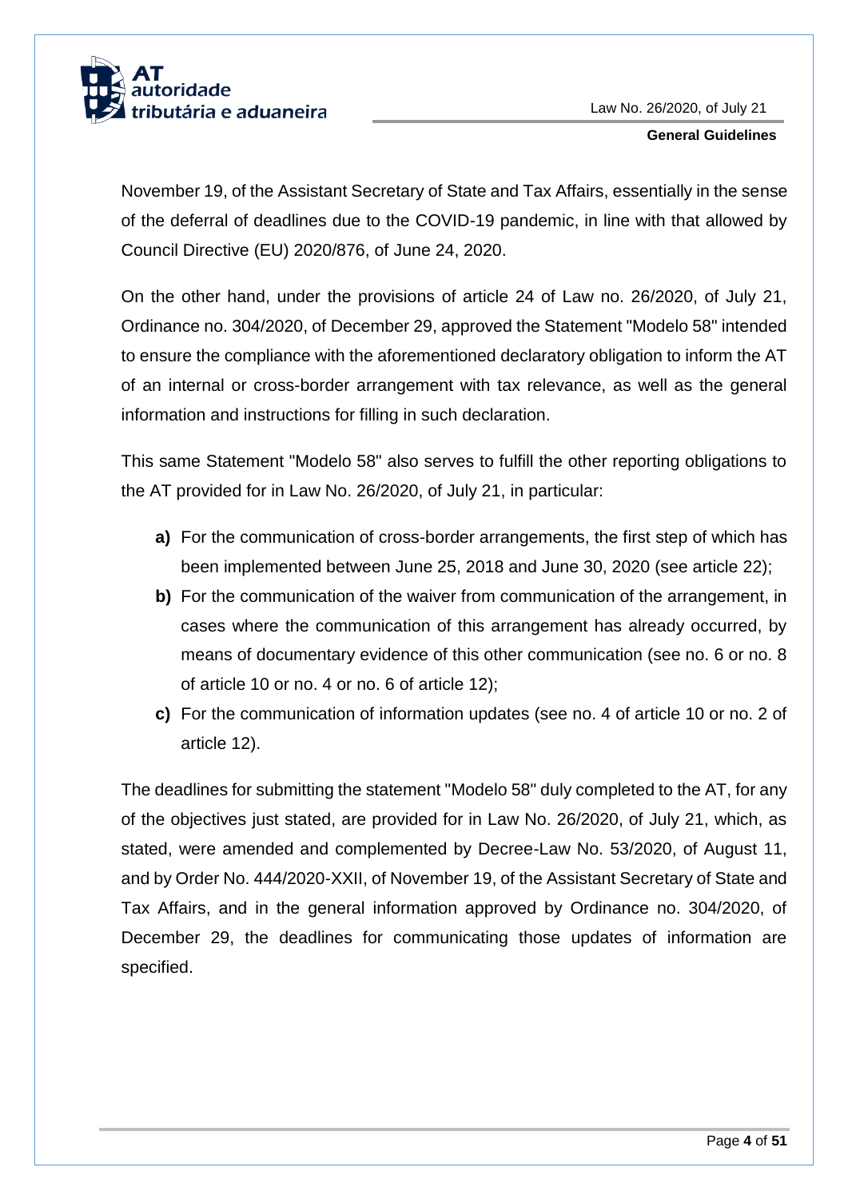November 19, of the Assistant Secretary of State and Tax Affairs, essentially in the sense of the deferral of deadlines due to the COVID-19 pandemic, in line with that allowed by Council Directive (EU) 2020/876, of June 24, 2020.

On the other hand, under the provisions of article 24 of Law no. 26/2020, of July 21, Ordinance no. 304/2020, of December 29, approved the Statement "Modelo 58" intended to ensure the compliance with the aforementioned declaratory obligation to inform the AT of an internal or cross-border arrangement with tax relevance, as well as the general information and instructions for filling in such declaration.

This same Statement "Modelo 58" also serves to fulfill the other reporting obligations to the AT provided for in Law No. 26/2020, of July 21, in particular:

- **a)** For the communication of cross-border arrangements, the first step of which has been implemented between June 25, 2018 and June 30, 2020 (see article 22);
- **b)** For the communication of the waiver from communication of the arrangement, in cases where the communication of this arrangement has already occurred, by means of documentary evidence of this other communication (see no. 6 or no. 8 of article 10 or no. 4 or no. 6 of article 12);
- **c)** For the communication of information updates (see no. 4 of article 10 or no. 2 of article 12).

The deadlines for submitting the statement "Modelo 58" duly completed to the AT, for any of the objectives just stated, are provided for in Law No. 26/2020, of July 21, which, as stated, were amended and complemented by Decree-Law No. 53/2020, of August 11, and by Order No. 444/2020-XXII, of November 19, of the Assistant Secretary of State and Tax Affairs, and in the general information approved by Ordinance no. 304/2020, of December 29, the deadlines for communicating those updates of information are specified.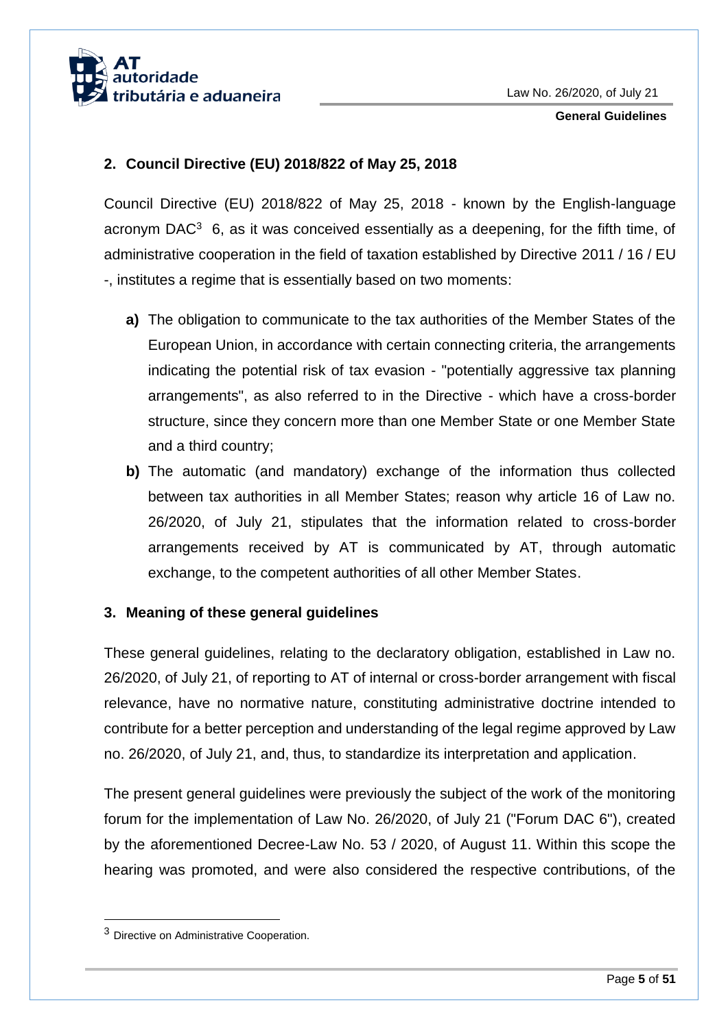## 2. Council Directive (EU) 2018/822 of May 25, 2018

Council Directive (EU) 2018/822 of May 25, 2018 - known by the English-language acronym DAC[3] 6, as it was conceived essentially as a deepening, for the fifth time, of administrative cooperation in the field of taxation established by Directive 2011 / 16 / EU -, institutes a regime that is essentially based on two moments:

**a)** The obligation to communicate to the tax authorities of the Member States of the European Union, in accordance with certain connecting criteria, the arrangements indicating the potential risk of tax evasion - "potentially aggressive tax planning arrangements", as also referred to in the Directive - which have a cross-border structure, since they concern more than one Member State or one Member State and a third country;

**b)** The automatic (and mandatory) exchange of the information thus collected between tax authorities in all Member States; reason why article 16 of Law no. 26/2020, of July 21, stipulates that the information related to cross-border arrangements received by AT is communicated by AT, through automatic exchange, to the competent authorities of all other Member States.

## 3. Meaning of these general guidelines

These general guidelines, relating to the declaratory obligation, established in Law no. 26/2020, of July 21, of reporting to AT of internal or cross-border arrangement with fiscal relevance, have no normative nature, constituting administrative doctrine intended to contribute for a better perception and understanding of the legal regime approved by Law no. 26/2020, of July 21, and, thus, to standardize its interpretation and application.

The present general guidelines were previously the subject of the work of the monitoring forum for the implementation of Law No. 26/2020, of July 21 ("Forum DAC 6"), created by the aforementioned Decree-Law No. 53 / 2020, of August 11. Within this scope the hearing was promoted, and were also considered the respective contributions, of the

[3] Directive on Administrative Cooperation.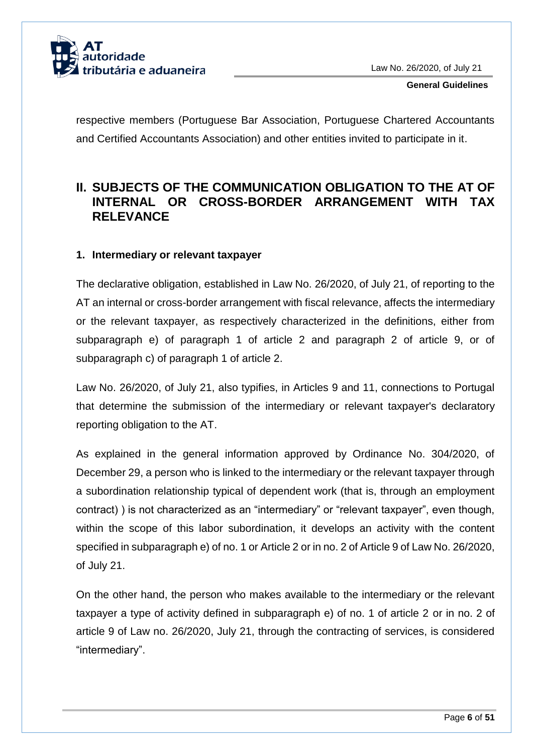respective members (Portuguese Bar Association, Portuguese Chartered Accountants and Certified Accountants Association) and other entities invited to participate in it.

## II. SUBJECTS OF THE COMMUNICATION OBLIGATION TO THE AT OF INTERNAL OR CROSS-BORDER ARRANGEMENT WITH TAX RELEVANCE

### 1. Intermediary or relevant taxpayer

The declarative obligation, established in Law No. 26/2020, of July 21, of reporting to the AT an internal or cross-border arrangement with fiscal relevance, affects the intermediary or the relevant taxpayer, as respectively characterized in the definitions, either from subparagraph e) of paragraph 1 of article 2 and paragraph 2 of article 9, or of subparagraph c) of paragraph 1 of article 2.

Law No. 26/2020, of July 21, also typifies, in Articles 9 and 11, connections to Portugal that determine the submission of the intermediary or relevant taxpayer's declaratory reporting obligation to the AT.

As explained in the general information approved by Ordinance No. 304/2020, of December 29, a person who is linked to the intermediary or the relevant taxpayer through a subordination relationship typical of dependent work (that is, through an employment contract) ) is not characterized as an "intermediary" or "relevant taxpayer", even though, within the scope of this labor subordination, it develops an activity with the content specified in subparagraph e) of no. 1 or Article 2 or in no. 2 of Article 9 of Law No. 26/2020, of July 21.

On the other hand, the person who makes available to the intermediary or the relevant taxpayer a type of activity defined in subparagraph e) of no. 1 of article 2 or in no. 2 of article 9 of Law no. 26/2020, July 21, through the contracting of services, is considered "intermediary".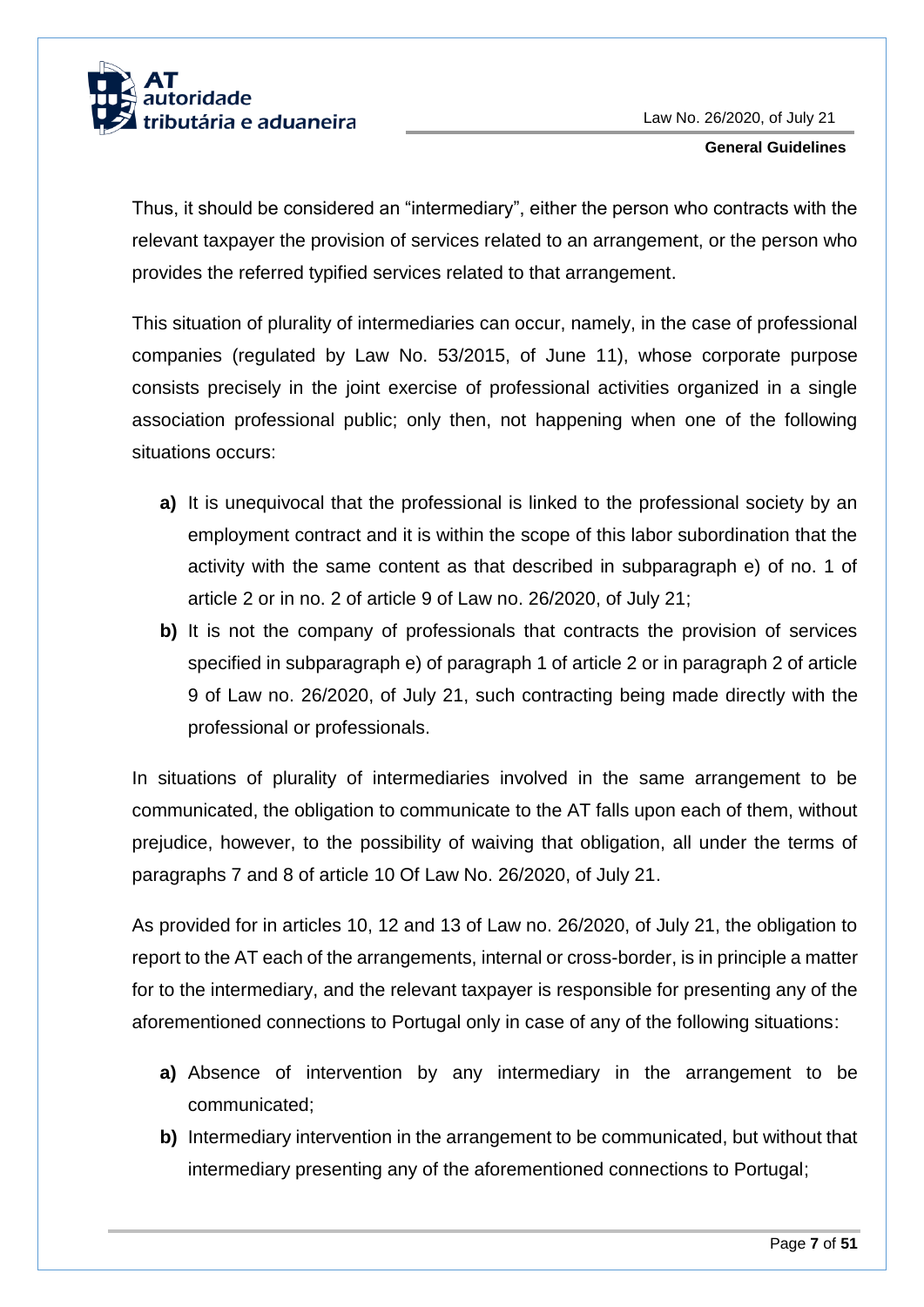Thus, it should be considered an "intermediary", either the person who contracts with the relevant taxpayer the provision of services related to an arrangement, or the person who provides the referred typified services related to that arrangement.

This situation of plurality of intermediaries can occur, namely, in the case of professional companies (regulated by Law No. 53/2015, of June 11), whose corporate purpose consists precisely in the joint exercise of professional activities organized in a single association professional public; only then, not happening when one of the following situations occurs:

**a)** It is unequivocal that the professional is linked to the professional society by an employment contract and it is within the scope of this labor subordination that the activity with the same content as that described in subparagraph e) of no. 1 of article 2 or in no. 2 of article 9 of Law no. 26/2020, of July 21;

**b)** It is not the company of professionals that contracts the provision of services specified in subparagraph e) of paragraph 1 of article 2 or in paragraph 2 of article 9 of Law no. 26/2020, of July 21, such contracting being made directly with the professional or professionals.

In situations of plurality of intermediaries involved in the same arrangement to be communicated, the obligation to communicate to the AT falls upon each of them, without prejudice, however, to the possibility of waiving that obligation, all under the terms of paragraphs 7 and 8 of article 10 Of Law No. 26/2020, of July 21.

As provided for in articles 10, 12 and 13 of Law no. 26/2020, of July 21, the obligation to report to the AT each of the arrangements, internal or cross-border, is in principle a matter for to the intermediary, and the relevant taxpayer is responsible for presenting any of the aforementioned connections to Portugal only in case of any of the following situations:

**a)** Absence of intervention by any intermediary in the arrangement to be communicated;

**b)** Intermediary intervention in the arrangement to be communicated, but without that intermediary presenting any of the aforementioned connections to Portugal;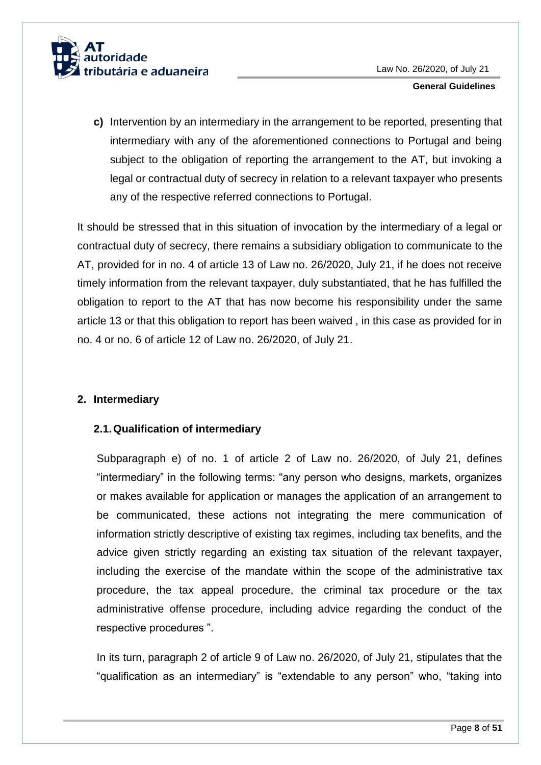**c)** Intervention by an intermediary in the arrangement to be reported, presenting that intermediary with any of the aforementioned connections to Portugal and being subject to the obligation of reporting the arrangement to the AT, but invoking a legal or contractual duty of secrecy in relation to a relevant taxpayer who presents any of the respective referred connections to Portugal.

It should be stressed that in this situation of invocation by the intermediary of a legal or contractual duty of secrecy, there remains a subsidiary obligation to communicate to the AT, provided for in no. 4 of article 13 of Law no. 26/2020, July 21, if he does not receive timely information from the relevant taxpayer, duly substantiated, that he has fulfilled the obligation to report to the AT that has now become his responsibility under the same article 13 or that this obligation to report has been waived , in this case as provided for in no. 4 or no. 6 of article 12 of Law no. 26/2020, of July 21.

## 2. Intermediary

### 2.1. Qualification of intermediary

Subparagraph e) of no. 1 of article 2 of Law no. 26/2020, of July 21, defines "intermediary" in the following terms: "any person who designs, markets, organizes or makes available for application or manages the application of an arrangement to be communicated, these actions not integrating the mere communication of information strictly descriptive of existing tax regimes, including tax benefits, and the advice given strictly regarding an existing tax situation of the relevant taxpayer, including the exercise of the mandate within the scope of the administrative tax procedure, the tax appeal procedure, the criminal tax procedure or the tax administrative offense procedure, including advice regarding the conduct of the respective procedures ".

In its turn, paragraph 2 of article 9 of Law no. 26/2020, of July 21, stipulates that the "qualification as an intermediary" is "extendable to any person" who, "taking into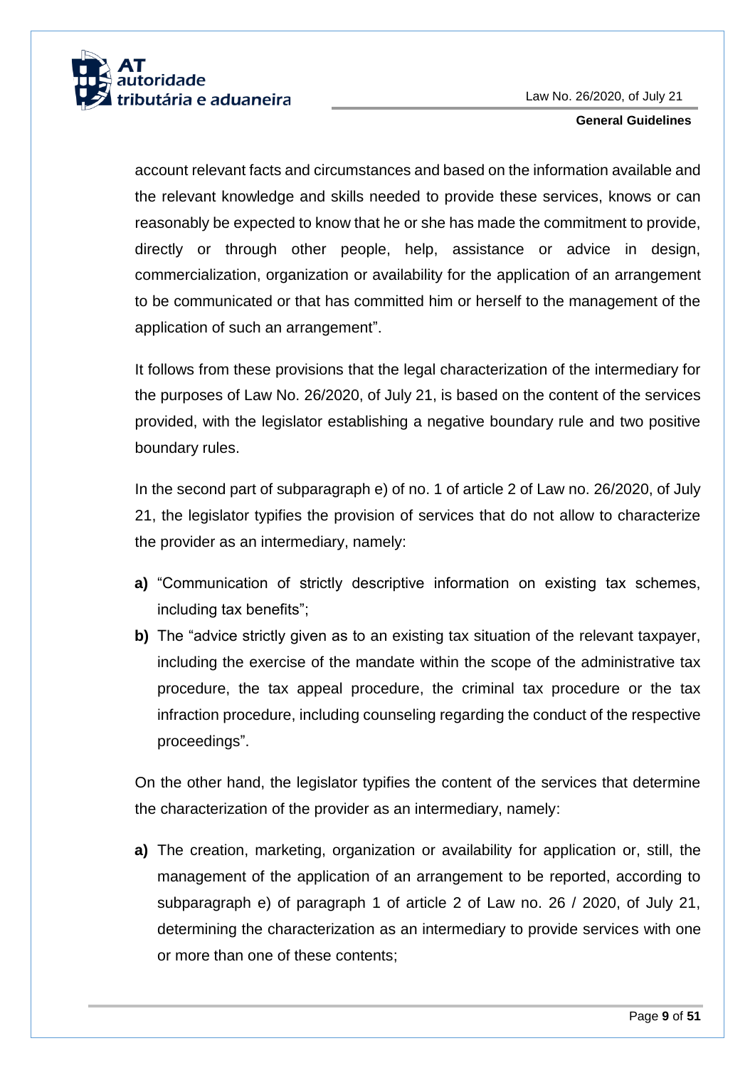account relevant facts and circumstances and based on the information available and the relevant knowledge and skills needed to provide these services, knows or can reasonably be expected to know that he or she has made the commitment to provide, directly or through other people, help, assistance or advice in design, commercialization, organization or availability for the application of an arrangement to be communicated or that has committed him or herself to the management of the application of such an arrangement".

It follows from these provisions that the legal characterization of the intermediary for the purposes of Law No. 26/2020, of July 21, is based on the content of the services provided, with the legislator establishing a negative boundary rule and two positive boundary rules.

In the second part of subparagraph e) of no. 1 of article 2 of Law no. 26/2020, of July 21, the legislator typifies the provision of services that do not allow to characterize the provider as an intermediary, namely:

**a)** "Communication of strictly descriptive information on existing tax schemes, including tax benefits";

**b)** The "advice strictly given as to an existing tax situation of the relevant taxpayer, including the exercise of the mandate within the scope of the administrative tax procedure, the tax appeal procedure, the criminal tax procedure or the tax infraction procedure, including counseling regarding the conduct of the respective proceedings".

On the other hand, the legislator typifies the content of the services that determine the characterization of the provider as an intermediary, namely:

**a)** The creation, marketing, organization or availability for application or, still, the management of the application of an arrangement to be reported, according to subparagraph e) of paragraph 1 of article 2 of Law no. 26 / 2020, of July 21, determining the characterization as an intermediary to provide services with one or more than one of these contents;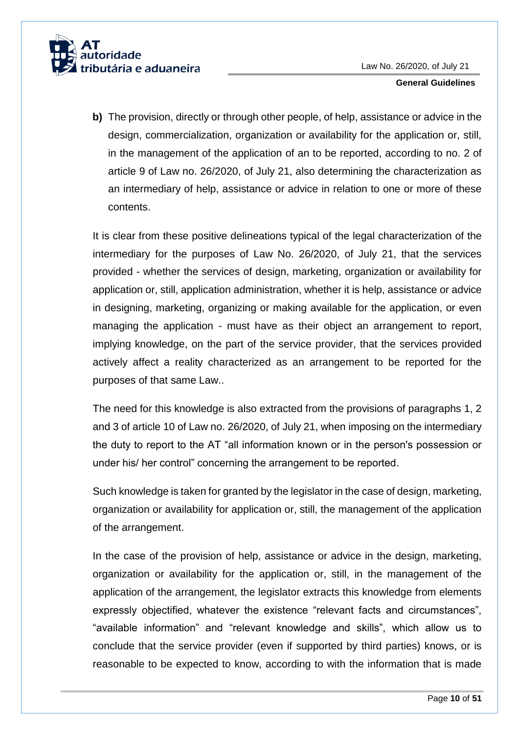**b)** The provision, directly or through other people, of help, assistance or advice in the design, commercialization, organization or availability for the application or, still, in the management of the application of an to be reported, according to no. 2 of article 9 of Law no. 26/2020, of July 21, also determining the characterization as an intermediary of help, assistance or advice in relation to one or more of these contents.

It is clear from these positive delineations typical of the legal characterization of the intermediary for the purposes of Law No. 26/2020, of July 21, that the services provided - whether the services of design, marketing, organization or availability for application or, still, application administration, whether it is help, assistance or advice in designing, marketing, organizing or making available for the application, or even managing the application - must have as their object an arrangement to report, implying knowledge, on the part of the service provider, that the services provided actively affect a reality characterized as an arrangement to be reported for the purposes of that same Law..

The need for this knowledge is also extracted from the provisions of paragraphs 1, 2 and 3 of article 10 of Law no. 26/2020, of July 21, when imposing on the intermediary the duty to report to the AT "all information known or in the person's possession or under his/ her control" concerning the arrangement to be reported.

Such knowledge is taken for granted by the legislator in the case of design, marketing, organization or availability for application or, still, the management of the application of the arrangement.

In the case of the provision of help, assistance or advice in the design, marketing, organization or availability for the application or, still, in the management of the application of the arrangement, the legislator extracts this knowledge from elements expressly objectified, whatever the existence "relevant facts and circumstances", "available information" and "relevant knowledge and skills", which allow us to conclude that the service provider (even if supported by third parties) knows, or is reasonable to be expected to know, according to with the information that is made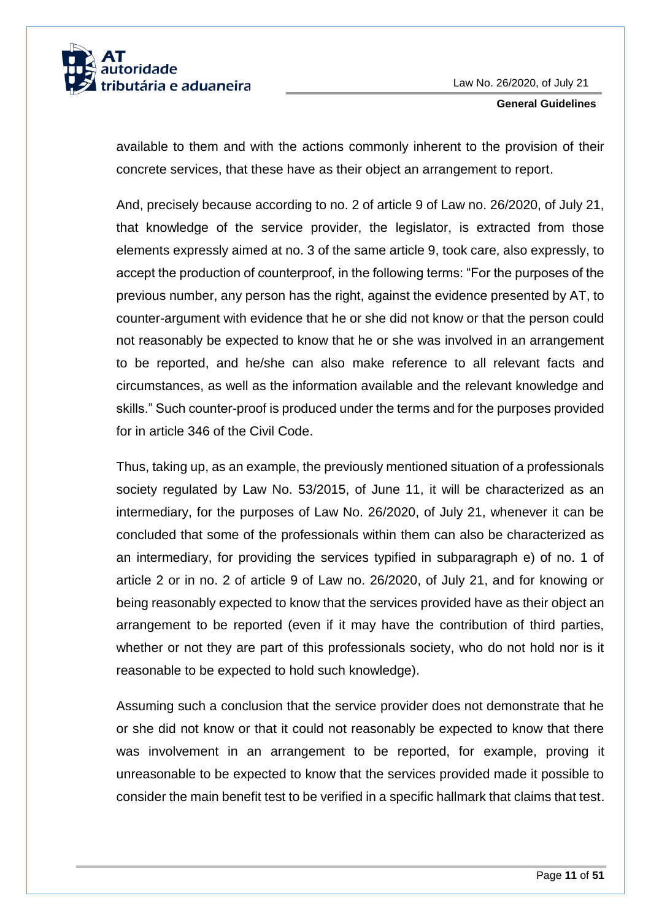available to them and with the actions commonly inherent to the provision of their concrete services, that these have as their object an arrangement to report.

And, precisely because according to no. 2 of article 9 of Law no. 26/2020, of July 21, that knowledge of the service provider, the legislator, is extracted from those elements expressly aimed at no. 3 of the same article 9, took care, also expressly, to accept the production of counterproof, in the following terms: "For the purposes of the previous number, any person has the right, against the evidence presented by AT, to counter-argument with evidence that he or she did not know or that the person could not reasonably be expected to know that he or she was involved in an arrangement to be reported, and he/she can also make reference to all relevant facts and circumstances, as well as the information available and the relevant knowledge and skills." Such counter-proof is produced under the terms and for the purposes provided for in article 346 of the Civil Code.

Thus, taking up, as an example, the previously mentioned situation of a professionals society regulated by Law No. 53/2015, of June 11, it will be characterized as an intermediary, for the purposes of Law No. 26/2020, of July 21, whenever it can be concluded that some of the professionals within them can also be characterized as an intermediary, for providing the services typified in subparagraph e) of no. 1 of article 2 or in no. 2 of article 9 of Law no. 26/2020, of July 21, and for knowing or being reasonably expected to know that the services provided have as their object an arrangement to be reported (even if it may have the contribution of third parties, whether or not they are part of this professionals society, who do not hold nor is it reasonable to be expected to hold such knowledge).

Assuming such a conclusion that the service provider does not demonstrate that he or she did not know or that it could not reasonably be expected to know that there was involvement in an arrangement to be reported, for example, proving it unreasonable to be expected to know that the services provided made it possible to consider the main benefit test to be verified in a specific hallmark that claims that test.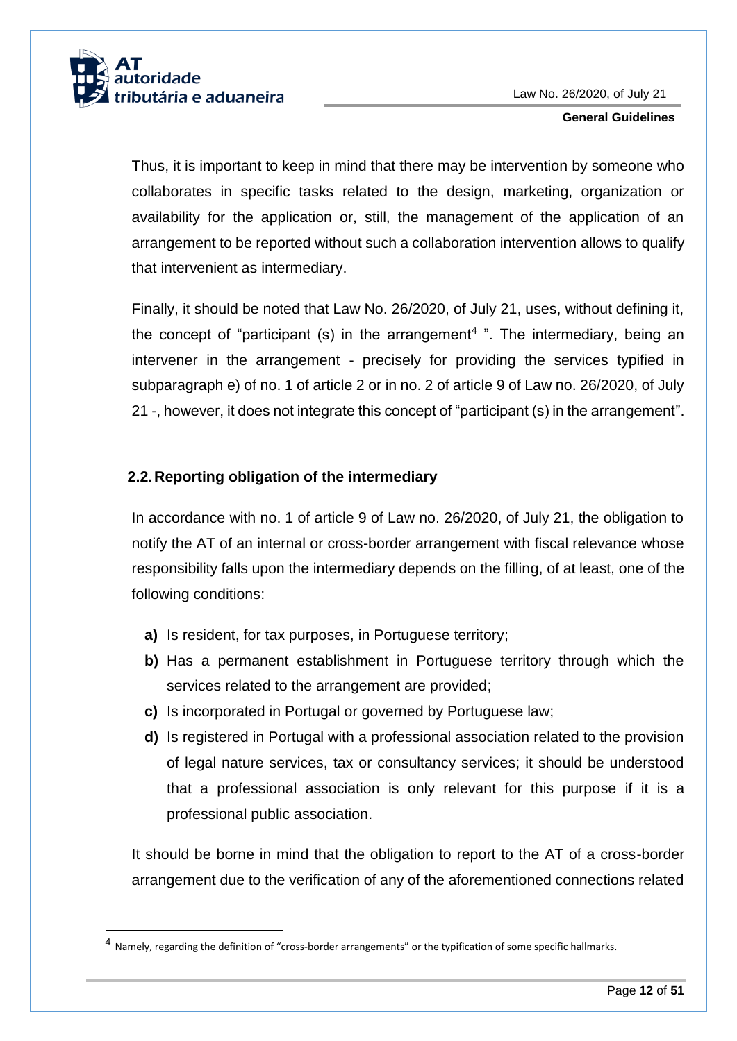Thus, it is important to keep in mind that there may be intervention by someone who collaborates in specific tasks related to the design, marketing, organization or availability for the application or, still, the management of the application of an arrangement to be reported without such a collaboration intervention allows to qualify that intervenient as intermediary.

Finally, it should be noted that Law No. 26/2020, of July 21, uses, without defining it, the concept of "participant (s) in the arrangement[4] ". The intermediary, being an intervener in the arrangement - precisely for providing the services typified in subparagraph e) of no. 1 of article 2 or in no. 2 of article 9 of Law no. 26/2020, of July 21 -, however, it does not integrate this concept of "participant (s) in the arrangement".

## 2.2. Reporting obligation of the intermediary

In accordance with no. 1 of article 9 of Law no. 26/2020, of July 21, the obligation to notify the AT of an internal or cross-border arrangement with fiscal relevance whose responsibility falls upon the intermediary depends on the filling, of at least, one of the following conditions:

- **a)** Is resident, for tax purposes, in Portuguese territory;
- **b)** Has a permanent establishment in Portuguese territory through which the services related to the arrangement are provided;
- **c)** Is incorporated in Portugal or governed by Portuguese law;
- **d)** Is registered in Portugal with a professional association related to the provision of legal nature services, tax or consultancy services; it should be understood that a professional association is only relevant for this purpose if it is a professional public association.

It should be borne in mind that the obligation to report to the AT of a cross-border arrangement due to the verification of any of the aforementioned connections related

[4] Namely, regarding the definition of "cross-border arrangements" or the typification of some specific hallmarks.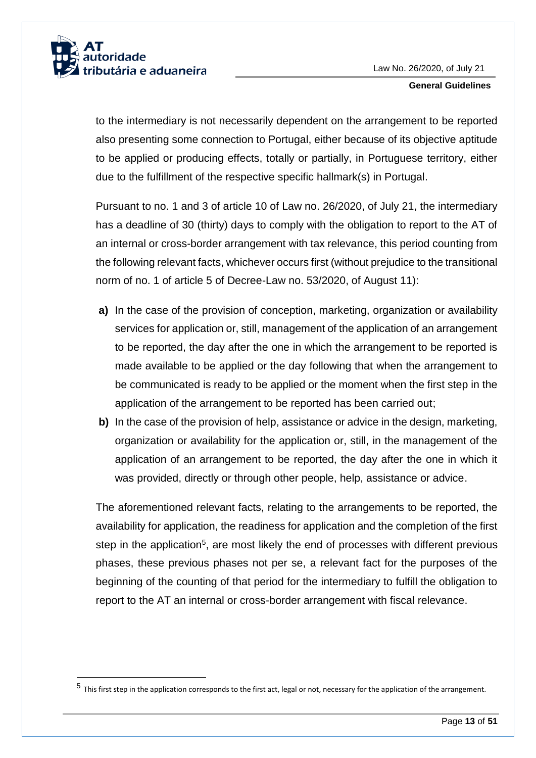to the intermediary is not necessarily dependent on the arrangement to be reported also presenting some connection to Portugal, either because of its objective aptitude to be applied or producing effects, totally or partially, in Portuguese territory, either due to the fulfillment of the respective specific hallmark(s) in Portugal.

Pursuant to no. 1 and 3 of article 10 of Law no. 26/2020, of July 21, the intermediary has a deadline of 30 (thirty) days to comply with the obligation to report to the AT of an internal or cross-border arrangement with tax relevance, this period counting from the following relevant facts, whichever occurs first (without prejudice to the transitional norm of no. 1 of article 5 of Decree-Law no. 53/2020, of August 11):

- **a)** In the case of the provision of conception, marketing, organization or availability services for application or, still, management of the application of an arrangement to be reported, the day after the one in which the arrangement to be reported is made available to be applied or the day following that when the arrangement to be communicated is ready to be applied or the moment when the first step in the application of the arrangement to be reported has been carried out;
- **b)** In the case of the provision of help, assistance or advice in the design, marketing, organization or availability for the application or, still, in the management of the application of an arrangement to be reported, the day after the one in which it was provided, directly or through other people, help, assistance or advice.

The aforementioned relevant facts, relating to the arrangements to be reported, the availability for application, the readiness for application and the completion of the first step in the application[5], are most likely the end of processes with different previous phases, these previous phases not per se, a relevant fact for the purposes of the beginning of the counting of that period for the intermediary to fulfill the obligation to report to the AT an internal or cross-border arrangement with fiscal relevance.

[5] This first step in the application corresponds to the first act, legal or not, necessary for the application of the arrangement.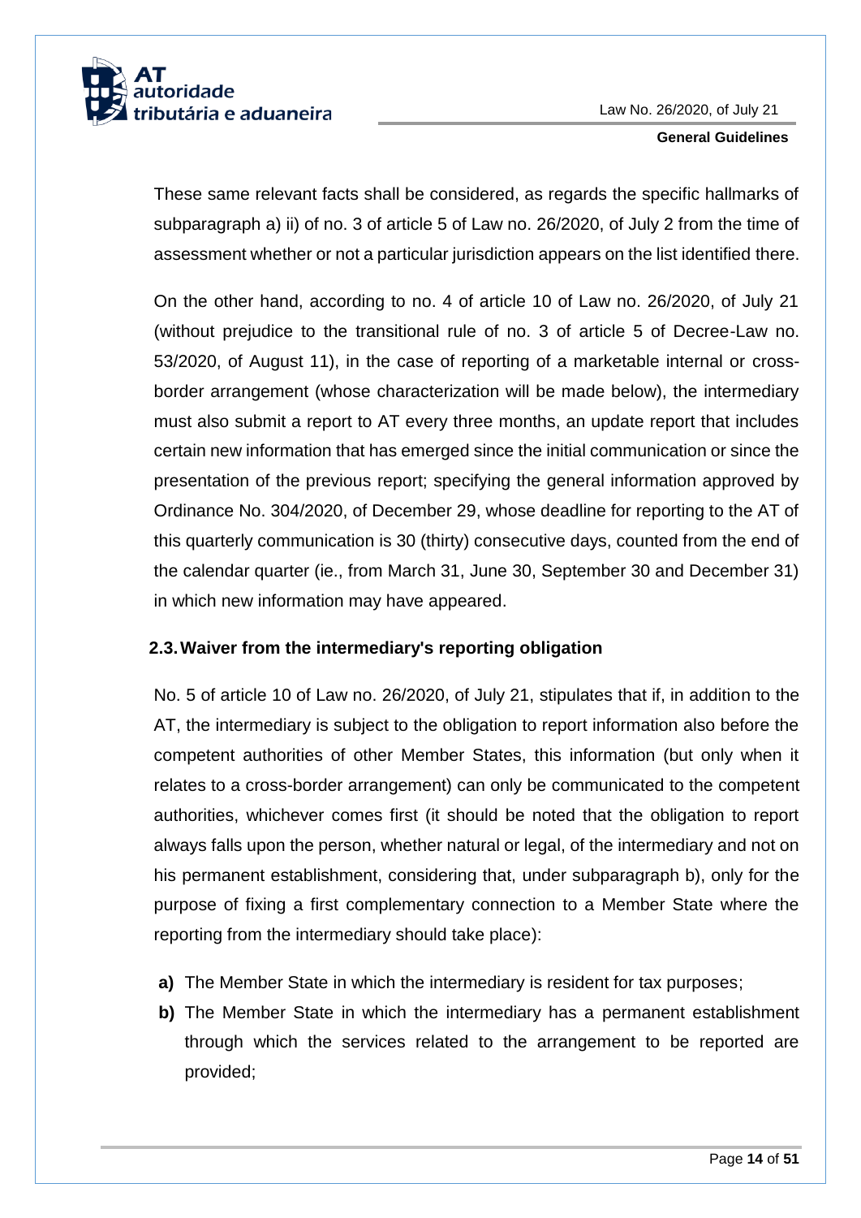These same relevant facts shall be considered, as regards the specific hallmarks of subparagraph a) ii) of no. 3 of article 5 of Law no. 26/2020, of July 2 from the time of assessment whether or not a particular jurisdiction appears on the list identified there.

On the other hand, according to no. 4 of article 10 of Law no. 26/2020, of July 21 (without prejudice to the transitional rule of no. 3 of article 5 of Decree-Law no. 53/2020, of August 11), in the case of reporting of a marketable internal or cross-border arrangement (whose characterization will be made below), the intermediary must also submit a report to AT every three months, an update report that includes certain new information that has emerged since the initial communication or since the presentation of the previous report; specifying the general information approved by Ordinance No. 304/2020, of December 29, whose deadline for reporting to the AT of this quarterly communication is 30 (thirty) consecutive days, counted from the end of the calendar quarter (ie., from March 31, June 30, September 30 and December 31) in which new information may have appeared.

## 2.3. Waiver from the intermediary's reporting obligation

No. 5 of article 10 of Law no. 26/2020, of July 21, stipulates that if, in addition to the AT, the intermediary is subject to the obligation to report information also before the competent authorities of other Member States, this information (but only when it relates to a cross-border arrangement) can only be communicated to the competent authorities, whichever comes first (it should be noted that the obligation to report always falls upon the person, whether natural or legal, of the intermediary and not on his permanent establishment, considering that, under subparagraph b), only for the purpose of fixing a first complementary connection to a Member State where the reporting from the intermediary should take place):

**a)** The Member State in which the intermediary is resident for tax purposes;

**b)** The Member State in which the intermediary has a permanent establishment through which the services related to the arrangement to be reported are provided;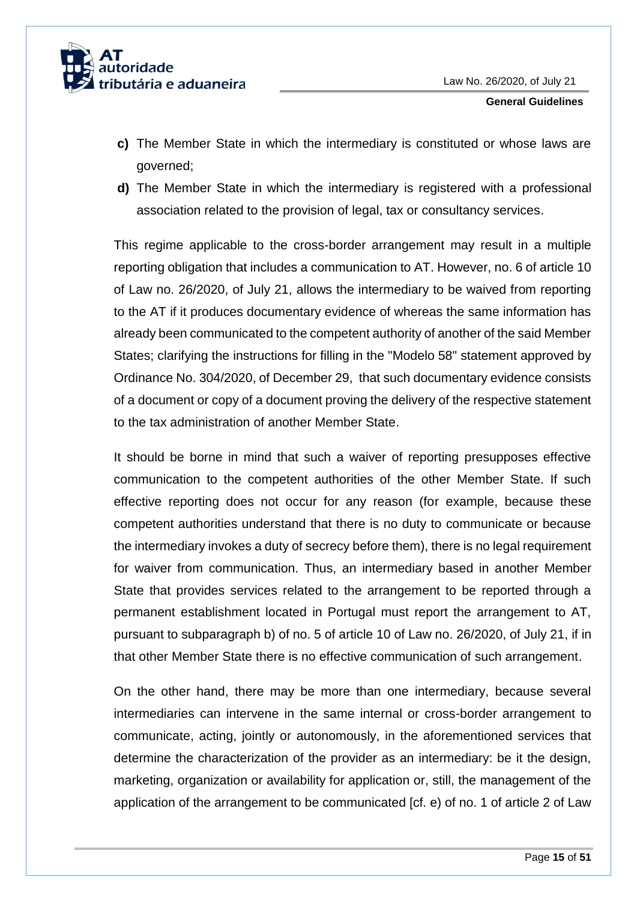**c)** The Member State in which the intermediary is constituted or whose laws are governed;

**d)** The Member State in which the intermediary is registered with a professional association related to the provision of legal, tax or consultancy services.

This regime applicable to the cross-border arrangement may result in a multiple reporting obligation that includes a communication to AT. However, no. 6 of article 10 of Law no. 26/2020, of July 21, allows the intermediary to be waived from reporting to the AT if it produces documentary evidence of whereas the same information has already been communicated to the competent authority of another of the said Member States; clarifying the instructions for filling in the "Modelo 58" statement approved by Ordinance No. 304/2020, of December 29, that such documentary evidence consists of a document or copy of a document proving the delivery of the respective statement to the tax administration of another Member State.

It should be borne in mind that such a waiver of reporting presupposes effective communication to the competent authorities of the other Member State. If such effective reporting does not occur for any reason (for example, because these competent authorities understand that there is no duty to communicate or because the intermediary invokes a duty of secrecy before them), there is no legal requirement for waiver from communication. Thus, an intermediary based in another Member State that provides services related to the arrangement to be reported through a permanent establishment located in Portugal must report the arrangement to AT, pursuant to subparagraph b) of no. 5 of article 10 of Law no. 26/2020, of July 21, if in that other Member State there is no effective communication of such arrangement.

On the other hand, there may be more than one intermediary, because several intermediaries can intervene in the same internal or cross-border arrangement to communicate, acting, jointly or autonomously, in the aforementioned services that determine the characterization of the provider as an intermediary: be it the design, marketing, organization or availability for application or, still, the management of the application of the arrangement to be communicated [cf. e) of no. 1 of article 2 of Law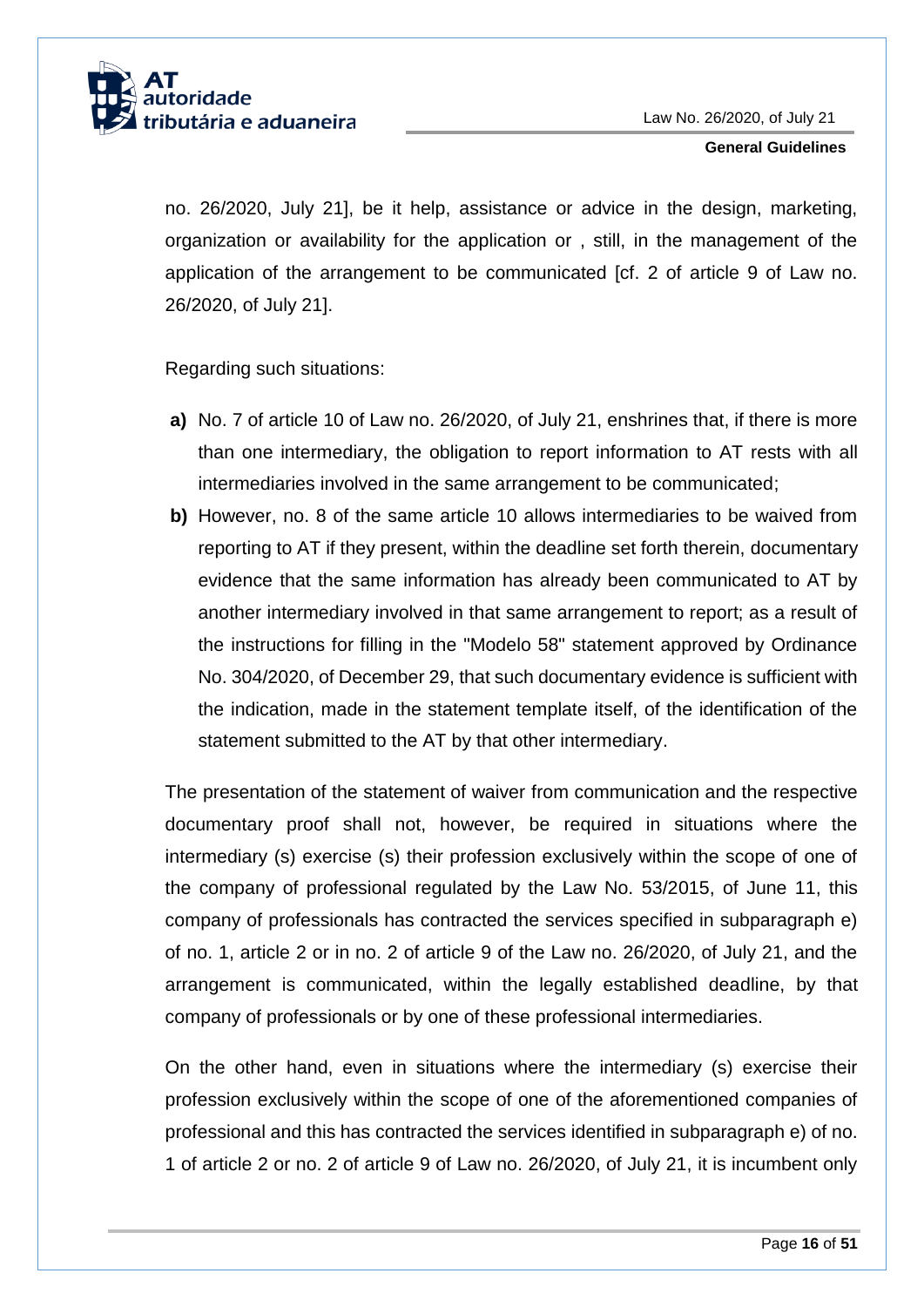no. 26/2020, July 21], be it help, assistance or advice in the design, marketing, organization or availability for the application or , still, in the management of the application of the arrangement to be communicated [cf. 2 of article 9 of Law no. 26/2020, of July 21].

Regarding such situations:

**a)** No. 7 of article 10 of Law no. 26/2020, of July 21, enshrines that, if there is more than one intermediary, the obligation to report information to AT rests with all intermediaries involved in the same arrangement to be communicated;

**b)** However, no. 8 of the same article 10 allows intermediaries to be waived from reporting to AT if they present, within the deadline set forth therein, documentary evidence that the same information has already been communicated to AT by another intermediary involved in that same arrangement to report; as a result of the instructions for filling in the "Modelo 58" statement approved by Ordinance No. 304/2020, of December 29, that such documentary evidence is sufficient with the indication, made in the statement template itself, of the identification of the statement submitted to the AT by that other intermediary.

The presentation of the statement of waiver from communication and the respective documentary proof shall not, however, be required in situations where the intermediary (s) exercise (s) their profession exclusively within the scope of one of the company of professional regulated by the Law No. 53/2015, of June 11, this company of professionals has contracted the services specified in subparagraph e) of no. 1, article 2 or in no. 2 of article 9 of the Law no. 26/2020, of July 21, and the arrangement is communicated, within the legally established deadline, by that company of professionals or by one of these professional intermediaries.

On the other hand, even in situations where the intermediary (s) exercise their profession exclusively within the scope of one of the aforementioned companies of professional and this has contracted the services identified in subparagraph e) of no. 1 of article 2 or no. 2 of article 9 of Law no. 26/2020, of July 21, it is incumbent only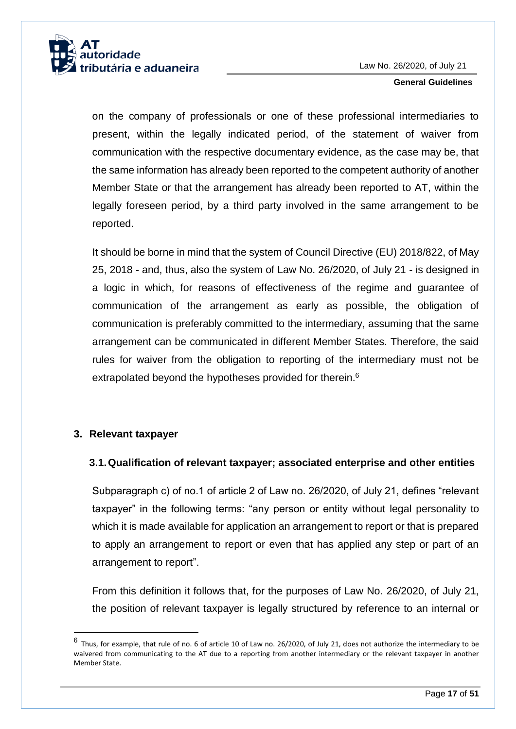on the company of professionals or one of these professional intermediaries to present, within the legally indicated period, of the statement of waiver from communication with the respective documentary evidence, as the case may be, that the same information has already been reported to the competent authority of another Member State or that the arrangement has already been reported to AT, within the legally foreseen period, by a third party involved in the same arrangement to be reported.

It should be borne in mind that the system of Council Directive (EU) 2018/822, of May 25, 2018 - and, thus, also the system of Law No. 26/2020, of July 21 - is designed in a logic in which, for reasons of effectiveness of the regime and guarantee of communication of the arrangement as early as possible, the obligation of communication is preferably committed to the intermediary, assuming that the same arrangement can be communicated in different Member States. Therefore, the said rules for waiver from the obligation to reporting of the intermediary must not be extrapolated beyond the hypotheses provided for therein.[6]

## 3. Relevant taxpayer

### 3.1. Qualification of relevant taxpayer; associated enterprise and other entities

Subparagraph c) of no.1 of article 2 of Law no. 26/2020, of July 21, defines "relevant taxpayer" in the following terms: "any person or entity without legal personality to which it is made available for application an arrangement to report or that is prepared to apply an arrangement to report or even that has applied any step or part of an arrangement to report".

From this definition it follows that, for the purposes of Law No. 26/2020, of July 21, the position of relevant taxpayer is legally structured by reference to an internal or

[6] Thus, for example, that rule of no. 6 of article 10 of Law no. 26/2020, of July 21, does not authorize the intermediary to be waivered from communicating to the AT due to a reporting from another intermediary or the relevant taxpayer in another Member State.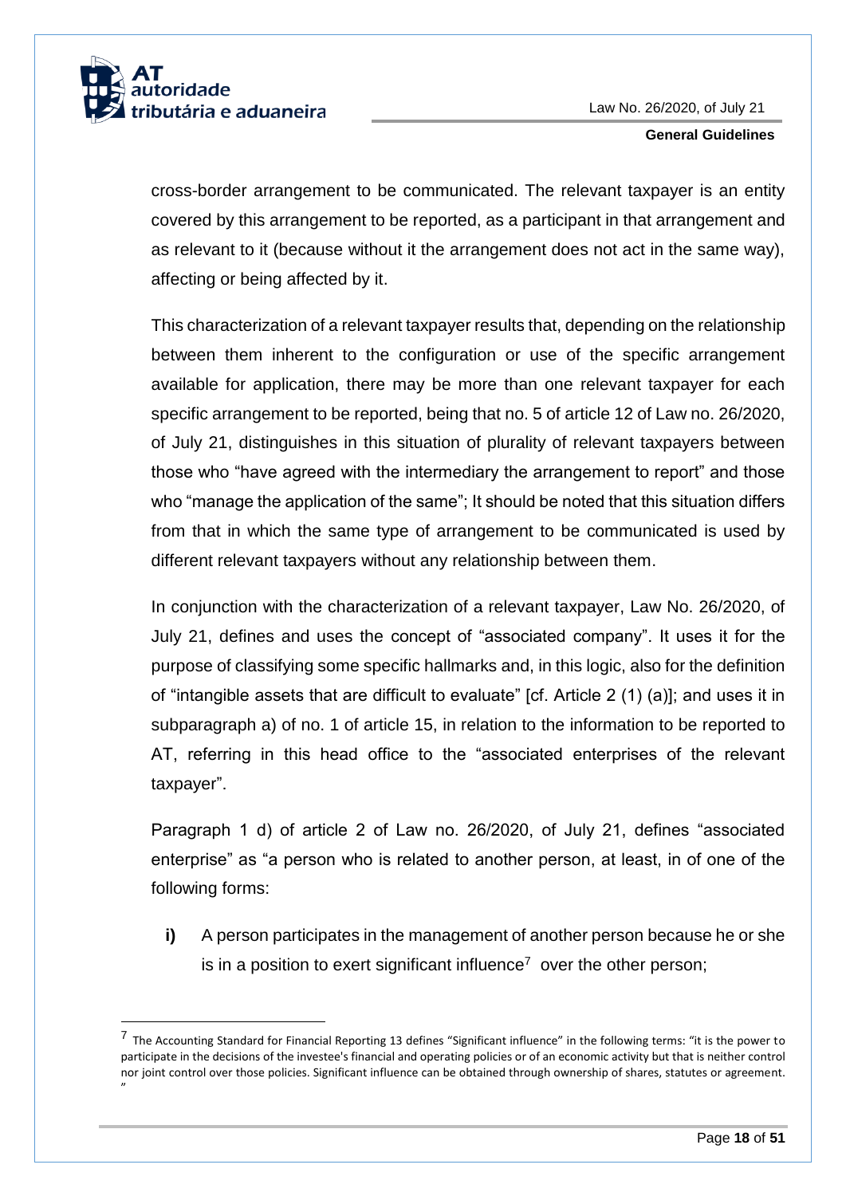cross-border arrangement to be communicated. The relevant taxpayer is an entity covered by this arrangement to be reported, as a participant in that arrangement and as relevant to it (because without it the arrangement does not act in the same way), affecting or being affected by it.

This characterization of a relevant taxpayer results that, depending on the relationship between them inherent to the configuration or use of the specific arrangement available for application, there may be more than one relevant taxpayer for each specific arrangement to be reported, being that no. 5 of article 12 of Law no. 26/2020, of July 21, distinguishes in this situation of plurality of relevant taxpayers between those who "have agreed with the intermediary the arrangement to report" and those who "manage the application of the same"; It should be noted that this situation differs from that in which the same type of arrangement to be communicated is used by different relevant taxpayers without any relationship between them.

In conjunction with the characterization of a relevant taxpayer, Law No. 26/2020, of July 21, defines and uses the concept of "associated company". It uses it for the purpose of classifying some specific hallmarks and, in this logic, also for the definition of "intangible assets that are difficult to evaluate" [cf. Article 2 (1) (a)]; and uses it in subparagraph a) of no. 1 of article 15, in relation to the information to be reported to AT, referring in this head office to the "associated enterprises of the relevant taxpayer".

Paragraph 1 d) of article 2 of Law no. 26/2020, of July 21, defines "associated enterprise" as "a person who is related to another person, at least, in of one of the following forms:

**i)** A person participates in the management of another person because he or she is in a position to exert significant influence[7] over the other person;

[7] The Accounting Standard for Financial Reporting 13 defines "Significant influence" in the following terms: "it is the power to participate in the decisions of the investee's financial and operating policies or of an economic activity but that is neither control nor joint control over those policies. Significant influence can be obtained through ownership of shares, statutes or agreement. "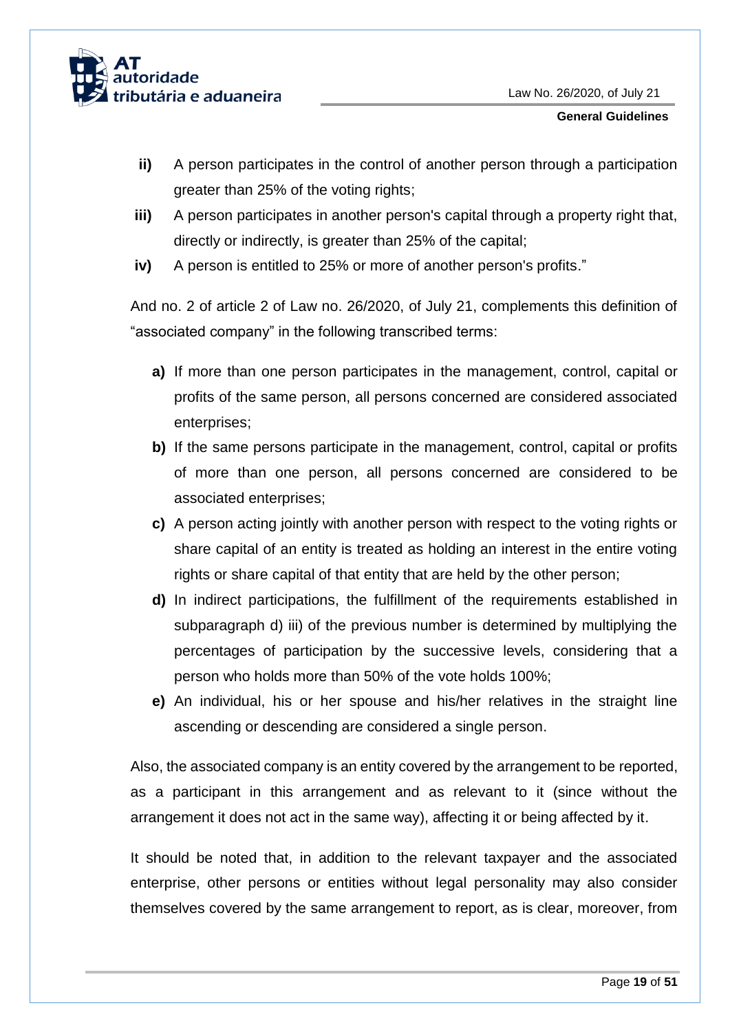- **ii)** A person participates in the control of another person through a participation greater than 25% of the voting rights;
- **iii)** A person participates in another person's capital through a property right that, directly or indirectly, is greater than 25% of the capital;
- **iv)** A person is entitled to 25% or more of another person's profits."

And no. 2 of article 2 of Law no. 26/2020, of July 21, complements this definition of "associated company" in the following transcribed terms:

- **a)** If more than one person participates in the management, control, capital or profits of the same person, all persons concerned are considered associated enterprises;
- **b)** If the same persons participate in the management, control, capital or profits of more than one person, all persons concerned are considered to be associated enterprises;
- **c)** A person acting jointly with another person with respect to the voting rights or share capital of an entity is treated as holding an interest in the entire voting rights or share capital of that entity that are held by the other person;
- **d)** In indirect participations, the fulfillment of the requirements established in subparagraph d) iii) of the previous number is determined by multiplying the percentages of participation by the successive levels, considering that a person who holds more than 50% of the vote holds 100%;
- **e)** An individual, his or her spouse and his/her relatives in the straight line ascending or descending are considered a single person.

Also, the associated company is an entity covered by the arrangement to be reported, as a participant in this arrangement and as relevant to it (since without the arrangement it does not act in the same way), affecting it or being affected by it.

It should be noted that, in addition to the relevant taxpayer and the associated enterprise, other persons or entities without legal personality may also consider themselves covered by the same arrangement to report, as is clear, moreover, from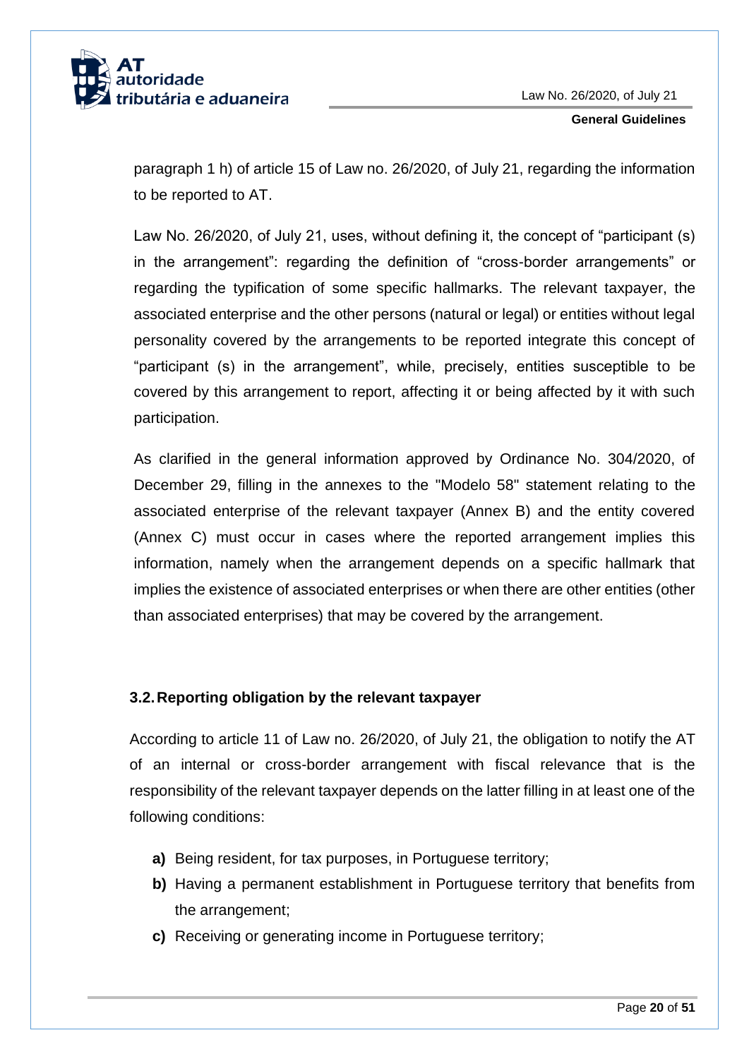paragraph 1 h) of article 15 of Law no. 26/2020, of July 21, regarding the information to be reported to AT.

Law No. 26/2020, of July 21, uses, without defining it, the concept of “participant (s) in the arrangement”: regarding the definition of “cross-border arrangements” or regarding the typification of some specific hallmarks. The relevant taxpayer, the associated enterprise and the other persons (natural or legal) or entities without legal personality covered by the arrangements to be reported integrate this concept of “participant (s) in the arrangement”, while, precisely, entities susceptible to be covered by this arrangement to report, affecting it or being affected by it with such participation.

As clarified in the general information approved by Ordinance No. 304/2020, of December 29, filling in the annexes to the "Modelo 58" statement relating to the associated enterprise of the relevant taxpayer (Annex B) and the entity covered (Annex C) must occur in cases where the reported arrangement implies this information, namely when the arrangement depends on a specific hallmark that implies the existence of associated enterprises or when there are other entities (other than associated enterprises) that may be covered by the arrangement.

### 3.2. Reporting obligation by the relevant taxpayer

According to article 11 of Law no. 26/2020, of July 21, the obligation to notify the AT of an internal or cross-border arrangement with fiscal relevance that is the responsibility of the relevant taxpayer depends on the latter filling in at least one of the following conditions:

- **a)** Being resident, for tax purposes, in Portuguese territory;
- **b)** Having a permanent establishment in Portuguese territory that benefits from the arrangement;
- **c)** Receiving or generating income in Portuguese territory;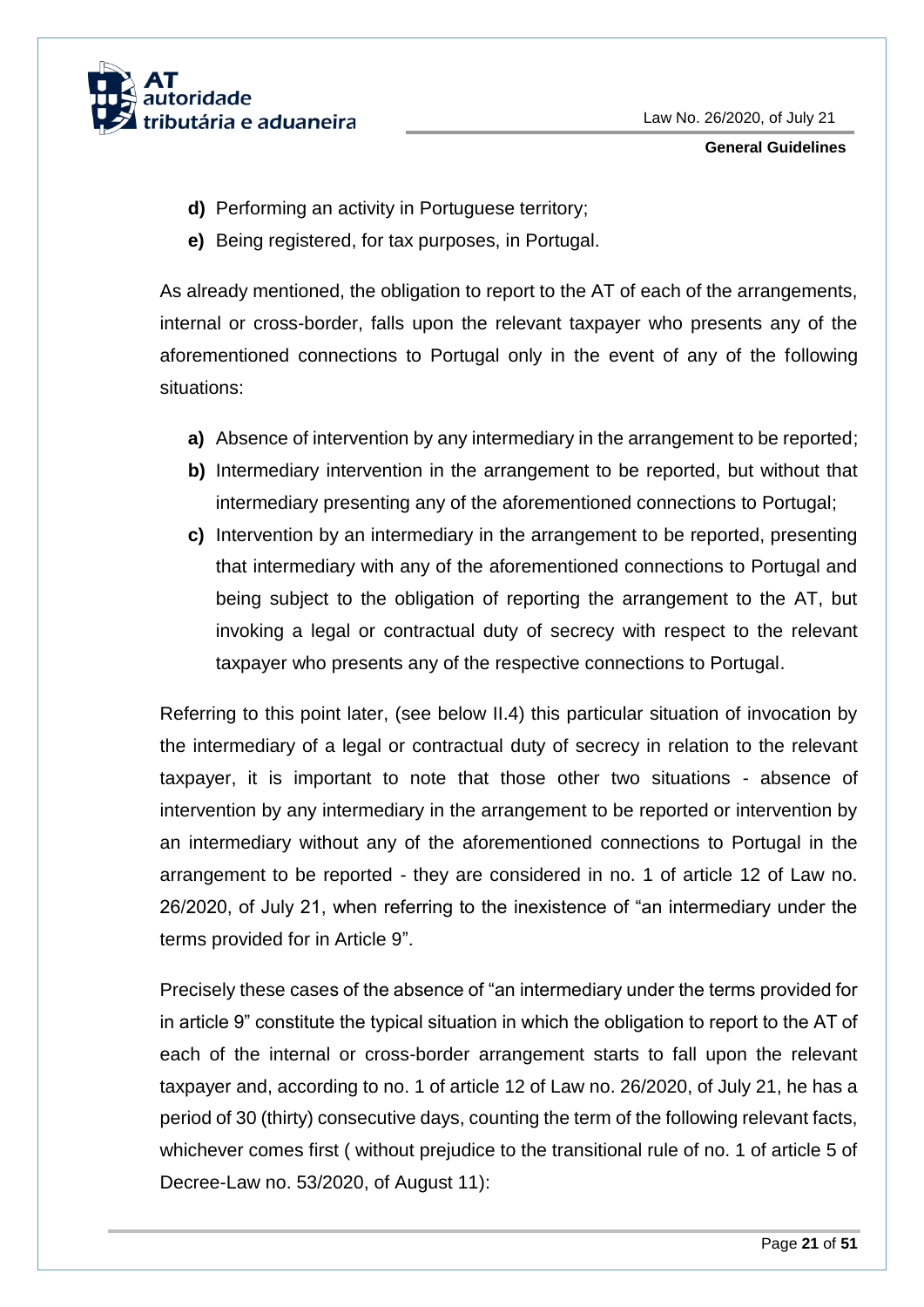- **d)** Performing an activity in Portuguese territory;
- **e)** Being registered, for tax purposes, in Portugal.

As already mentioned, the obligation to report to the AT of each of the arrangements, internal or cross-border, falls upon the relevant taxpayer who presents any of the aforementioned connections to Portugal only in the event of any of the following situations:

- **a)** Absence of intervention by any intermediary in the arrangement to be reported;
- **b)** Intermediary intervention in the arrangement to be reported, but without that intermediary presenting any of the aforementioned connections to Portugal;
- **c)** Intervention by an intermediary in the arrangement to be reported, presenting that intermediary with any of the aforementioned connections to Portugal and being subject to the obligation of reporting the arrangement to the AT, but invoking a legal or contractual duty of secrecy with respect to the relevant taxpayer who presents any of the respective connections to Portugal.

Referring to this point later, (see below II.4) this particular situation of invocation by the intermediary of a legal or contractual duty of secrecy in relation to the relevant taxpayer, it is important to note that those other two situations - absence of intervention by any intermediary in the arrangement to be reported or intervention by an intermediary without any of the aforementioned connections to Portugal in the arrangement to be reported - they are considered in no. 1 of article 12 of Law no. 26/2020, of July 21, when referring to the inexistence of "an intermediary under the terms provided for in Article 9".

Precisely these cases of the absence of "an intermediary under the terms provided for in article 9" constitute the typical situation in which the obligation to report to the AT of each of the internal or cross-border arrangement starts to fall upon the relevant taxpayer and, according to no. 1 of article 12 of Law no. 26/2020, of July 21, he has a period of 30 (thirty) consecutive days, counting the term of the following relevant facts, whichever comes first ( without prejudice to the transitional rule of no. 1 of article 5 of Decree-Law no. 53/2020, of August 11):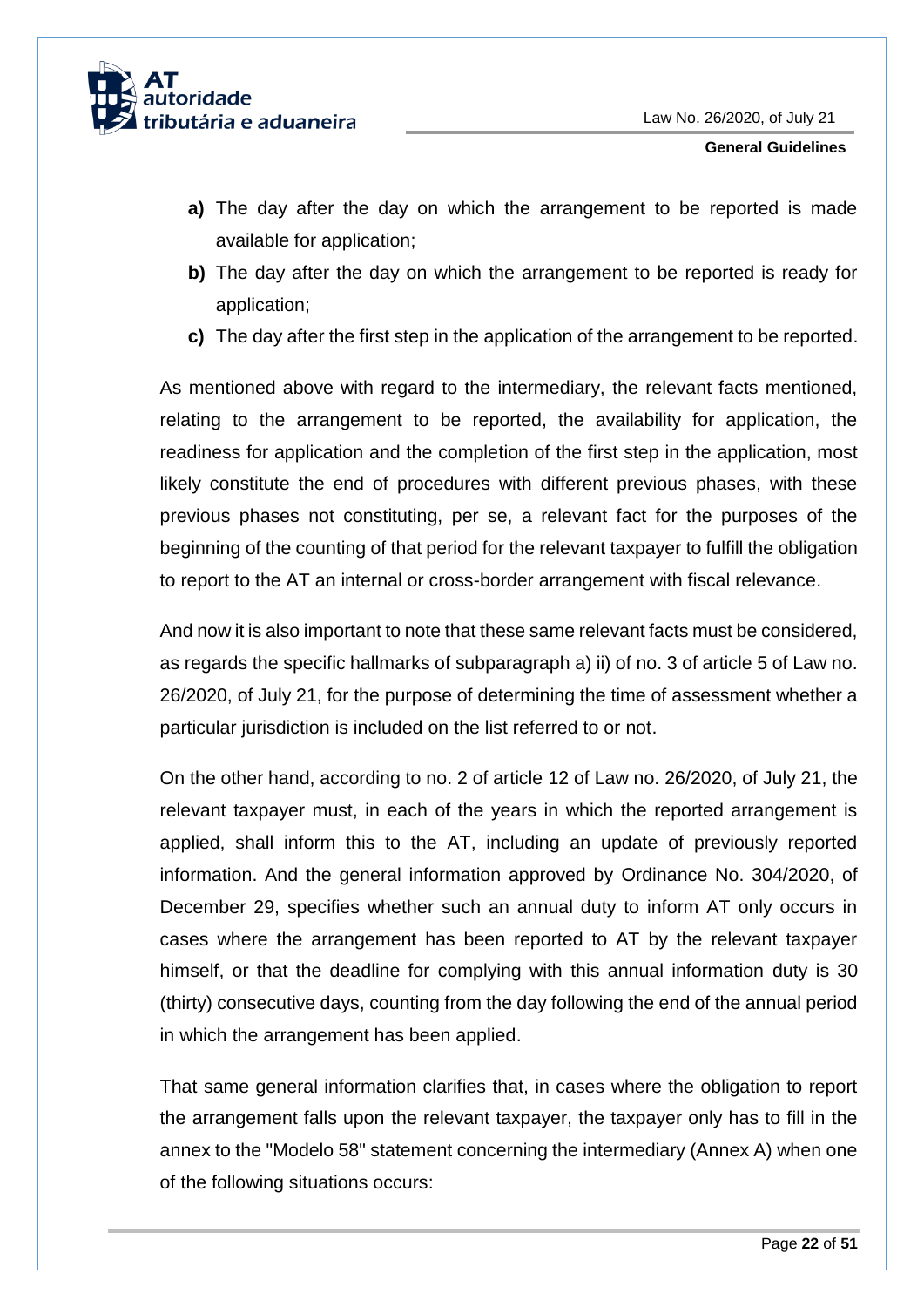- **a)** The day after the day on which the arrangement to be reported is made available for application;
- **b)** The day after the day on which the arrangement to be reported is ready for application;
- **c)** The day after the first step in the application of the arrangement to be reported.

As mentioned above with regard to the intermediary, the relevant facts mentioned, relating to the arrangement to be reported, the availability for application, the readiness for application and the completion of the first step in the application, most likely constitute the end of procedures with different previous phases, with these previous phases not constituting, per se, a relevant fact for the purposes of the beginning of the counting of that period for the relevant taxpayer to fulfill the obligation to report to the AT an internal or cross-border arrangement with fiscal relevance.

And now it is also important to note that these same relevant facts must be considered, as regards the specific hallmarks of subparagraph a) ii) of no. 3 of article 5 of Law no. 26/2020, of July 21, for the purpose of determining the time of assessment whether a particular jurisdiction is included on the list referred to or not.

On the other hand, according to no. 2 of article 12 of Law no. 26/2020, of July 21, the relevant taxpayer must, in each of the years in which the reported arrangement is applied, shall inform this to the AT, including an update of previously reported information. And the general information approved by Ordinance No. 304/2020, of December 29, specifies whether such an annual duty to inform AT only occurs in cases where the arrangement has been reported to AT by the relevant taxpayer himself, or that the deadline for complying with this annual information duty is 30 (thirty) consecutive days, counting from the day following the end of the annual period in which the arrangement has been applied.

That same general information clarifies that, in cases where the obligation to report the arrangement falls upon the relevant taxpayer, the taxpayer only has to fill in the annex to the "Modelo 58" statement concerning the intermediary (Annex A) when one of the following situations occurs: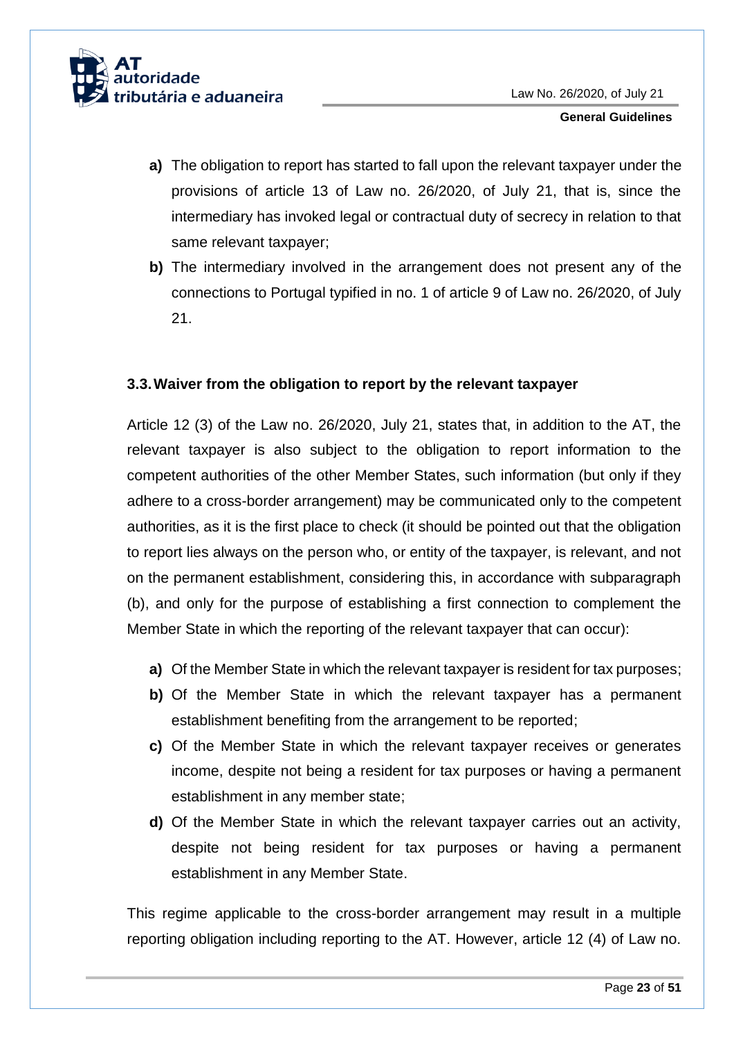- **a)** The obligation to report has started to fall upon the relevant taxpayer under the provisions of article 13 of Law no. 26/2020, of July 21, that is, since the intermediary has invoked legal or contractual duty of secrecy in relation to that same relevant taxpayer;
- **b)** The intermediary involved in the arrangement does not present any of the connections to Portugal typified in no. 1 of article 9 of Law no. 26/2020, of July 21.

### 3.3. Waiver from the obligation to report by the relevant taxpayer

Article 12 (3) of the Law no. 26/2020, July 21, states that, in addition to the AT, the relevant taxpayer is also subject to the obligation to report information to the competent authorities of the other Member States, such information (but only if they adhere to a cross-border arrangement) may be communicated only to the competent authorities, as it is the first place to check (it should be pointed out that the obligation to report lies always on the person who, or entity of the taxpayer, is relevant, and not on the permanent establishment, considering this, in accordance with subparagraph (b), and only for the purpose of establishing a first connection to complement the Member State in which the reporting of the relevant taxpayer that can occur):

- **a)** Of the Member State in which the relevant taxpayer is resident for tax purposes;
- **b)** Of the Member State in which the relevant taxpayer has a permanent establishment benefiting from the arrangement to be reported;
- **c)** Of the Member State in which the relevant taxpayer receives or generates income, despite not being a resident for tax purposes or having a permanent establishment in any member state;
- **d)** Of the Member State in which the relevant taxpayer carries out an activity, despite not being resident for tax purposes or having a permanent establishment in any Member State.

This regime applicable to the cross-border arrangement may result in a multiple reporting obligation including reporting to the AT. However, article 12 (4) of Law no.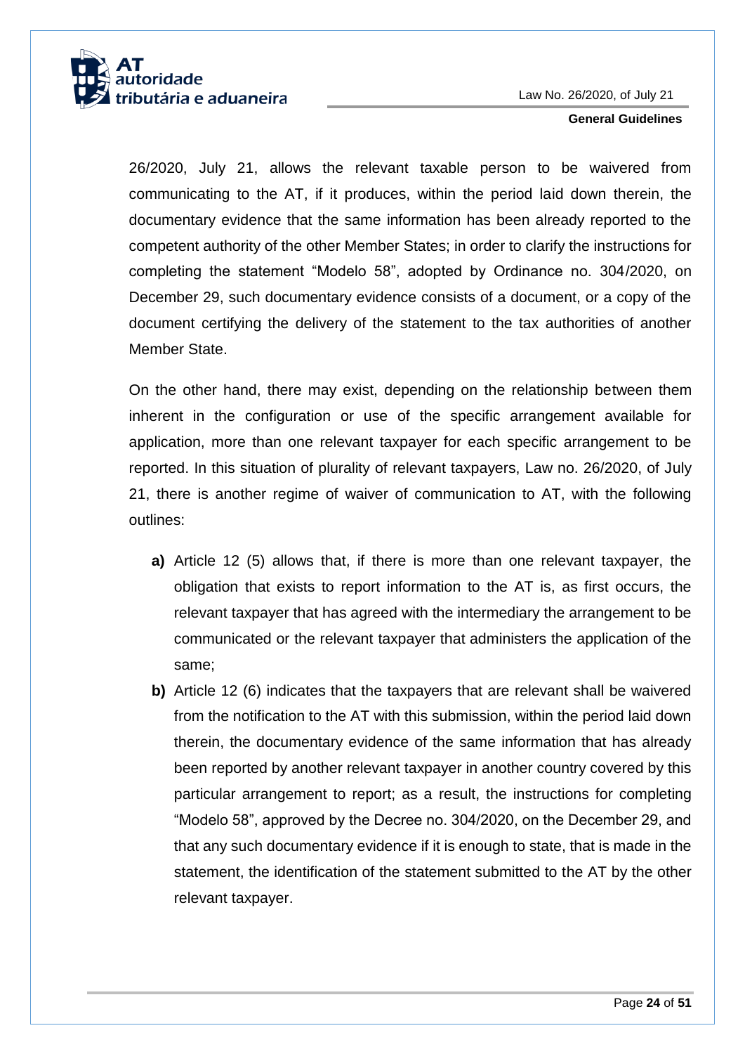26/2020, July 21, allows the relevant taxable person to be waivered from communicating to the AT, if it produces, within the period laid down therein, the documentary evidence that the same information has been already reported to the competent authority of the other Member States; in order to clarify the instructions for completing the statement "Modelo 58", adopted by Ordinance no. 304/2020, on December 29, such documentary evidence consists of a document, or a copy of the document certifying the delivery of the statement to the tax authorities of another Member State.

On the other hand, there may exist, depending on the relationship between them inherent in the configuration or use of the specific arrangement available for application, more than one relevant taxpayer for each specific arrangement to be reported. In this situation of plurality of relevant taxpayers, Law no. 26/2020, of July 21, there is another regime of waiver of communication to AT, with the following outlines:

- **a)** Article 12 (5) allows that, if there is more than one relevant taxpayer, the obligation that exists to report information to the AT is, as first occurs, the relevant taxpayer that has agreed with the intermediary the arrangement to be communicated or the relevant taxpayer that administers the application of the same;
- **b)** Article 12 (6) indicates that the taxpayers that are relevant shall be waivered from the notification to the AT with this submission, within the period laid down therein, the documentary evidence of the same information that has already been reported by another relevant taxpayer in another country covered by this particular arrangement to report; as a result, the instructions for completing "Modelo 58", approved by the Decree no. 304/2020, on the December 29, and that any such documentary evidence if it is enough to state, that is made in the statement, the identification of the statement submitted to the AT by the other relevant taxpayer.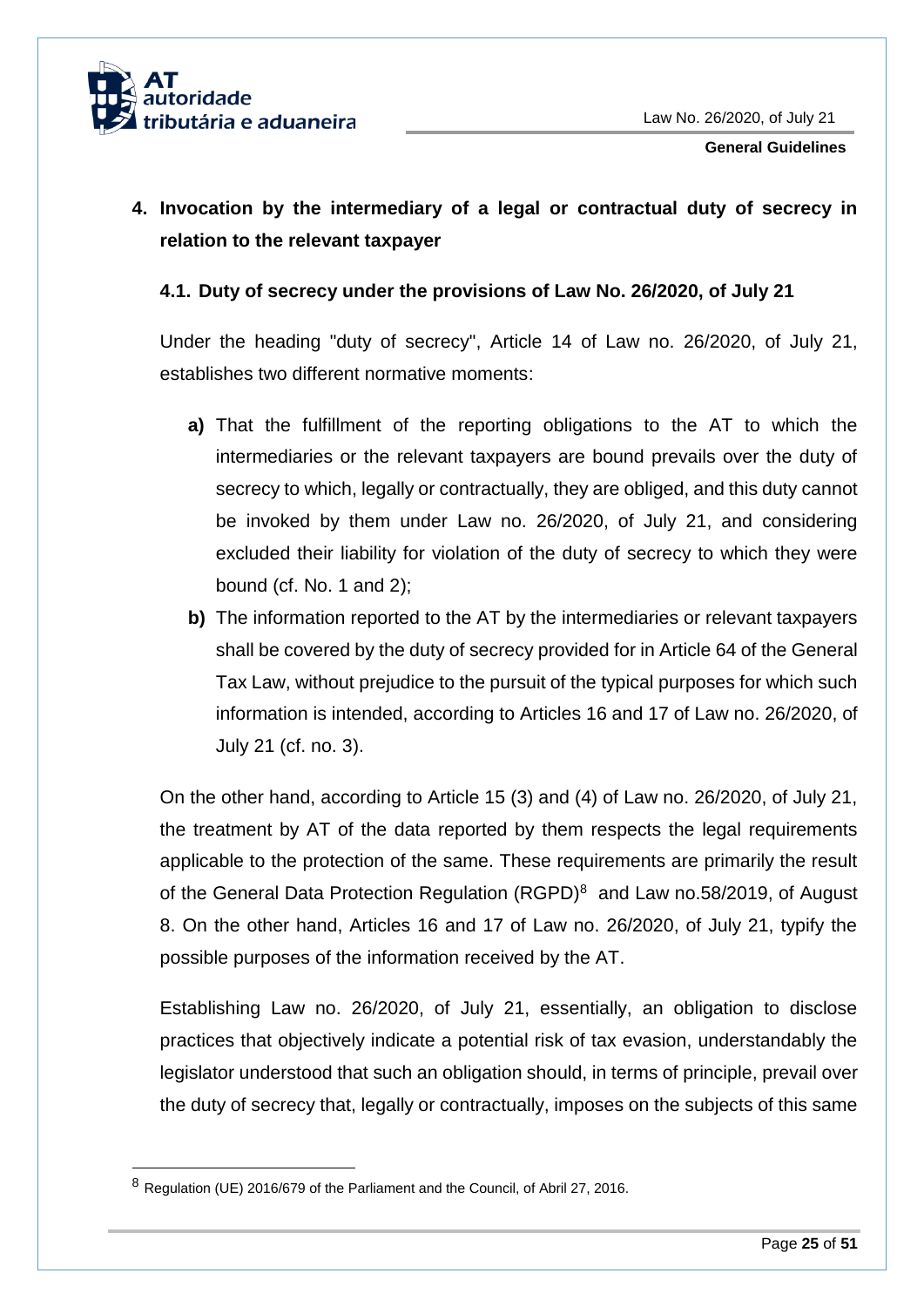## 4. Invocation by the intermediary of a legal or contractual duty of secrecy in relation to the relevant taxpayer

### 4.1. Duty of secrecy under the provisions of Law No. 26/2020, of July 21

Under the heading "duty of secrecy", Article 14 of Law no. 26/2020, of July 21, establishes two different normative moments:

- **a)** That the fulfillment of the reporting obligations to the AT to which the intermediaries or the relevant taxpayers are bound prevails over the duty of secrecy to which, legally or contractually, they are obliged, and this duty cannot be invoked by them under Law no. 26/2020, of July 21, and considering excluded their liability for violation of the duty of secrecy to which they were bound (cf. No. 1 and 2);
- **b)** The information reported to the AT by the intermediaries or relevant taxpayers shall be covered by the duty of secrecy provided for in Article 64 of the General Tax Law, without prejudice to the pursuit of the typical purposes for which such information is intended, according to Articles 16 and 17 of Law no. 26/2020, of July 21 (cf. no. 3).

On the other hand, according to Article 15 (3) and (4) of Law no. 26/2020, of July 21, the treatment by AT of the data reported by them respects the legal requirements applicable to the protection of the same. These requirements are primarily the result of the General Data Protection Regulation (RGPD)[8] and Law no.58/2019, of August 8. On the other hand, Articles 16 and 17 of Law no. 26/2020, of July 21, typify the possible purposes of the information received by the AT.

Establishing Law no. 26/2020, of July 21, essentially, an obligation to disclose practices that objectively indicate a potential risk of tax evasion, understandably the legislator understood that such an obligation should, in terms of principle, prevail over the duty of secrecy that, legally or contractually, imposes on the subjects of this same

---

[8] Regulation (UE) 2016/679 of the Parliament and the Council, of Abril 27, 2016.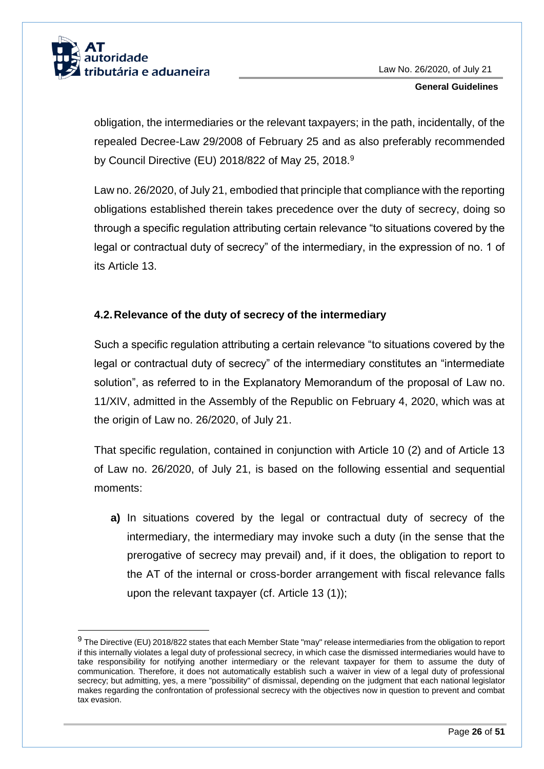obligation, the intermediaries or the relevant taxpayers; in the path, incidentally, of the repealed Decree-Law 29/2008 of February 25 and as also preferably recommended by Council Directive (EU) 2018/822 of May 25, 2018.[9]

Law no. 26/2020, of July 21, embodied that principle that compliance with the reporting obligations established therein takes precedence over the duty of secrecy, doing so through a specific regulation attributing certain relevance "to situations covered by the legal or contractual duty of secrecy" of the intermediary, in the expression of no. 1 of its Article 13.

### 4.2. Relevance of the duty of secrecy of the intermediary

Such a specific regulation attributing a certain relevance "to situations covered by the legal or contractual duty of secrecy" of the intermediary constitutes an "intermediate solution", as referred to in the Explanatory Memorandum of the proposal of Law no. 11/XIV, admitted in the Assembly of the Republic on February 4, 2020, which was at the origin of Law no. 26/2020, of July 21.

That specific regulation, contained in conjunction with Article 10 (2) and of Article 13 of Law no. 26/2020, of July 21, is based on the following essential and sequential moments:

**a)** In situations covered by the legal or contractual duty of secrecy of the intermediary, the intermediary may invoke such a duty (in the sense that the prerogative of secrecy may prevail) and, if it does, the obligation to report to the AT of the internal or cross-border arrangement with fiscal relevance falls upon the relevant taxpayer (cf. Article 13 (1));

---

[9] The Directive (EU) 2018/822 states that each Member State "may" release intermediaries from the obligation to report if this internally violates a legal duty of professional secrecy, in which case the dismissed intermediaries would have to take responsibility for notifying another intermediary or the relevant taxpayer for them to assume the duty of communication. Therefore, it does not automatically establish such a waiver in view of a legal duty of professional secrecy; but admitting, yes, a mere "possibility" of dismissal, depending on the judgment that each national legislator makes regarding the confrontation of professional secrecy with the objectives now in question to prevent and combat tax evasion.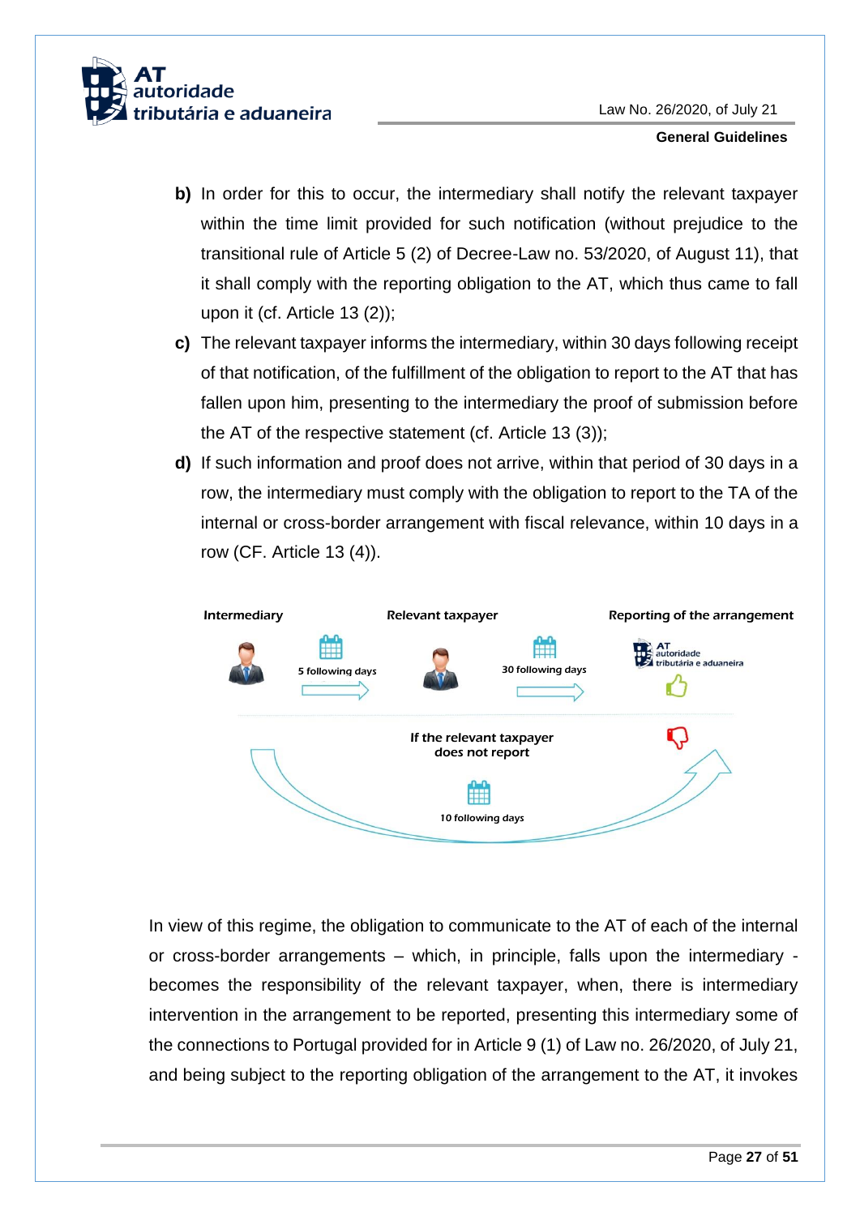**b)** In order for this to occur, the intermediary shall notify the relevant taxpayer within the time limit provided for such notification (without prejudice to the transitional rule of Article 5 (2) of Decree-Law no. 53/2020, of August 11), that it shall comply with the reporting obligation to the AT, which thus came to fall upon it (cf. Article 13 (2));

**c)** The relevant taxpayer informs the intermediary, within 30 days following receipt of that notification, of the fulfillment of the obligation to report to the AT that has fallen upon him, presenting to the intermediary the proof of submission before the AT of the respective statement (cf. Article 13 (3));

**d)** If such information and proof does not arrive, within that period of 30 days in a row, the intermediary must comply with the obligation to report to the TA of the internal or cross-border arrangement with fiscal relevance, within 10 days in a row (CF. Article 13 (4)).

Intermediary — 5 following days → Relevant taxpayer — 30 following days → Reporting of the arrangement

If the relevant taxpayer does not report — 10 following days

In view of this regime, the obligation to communicate to the AT of each of the internal or cross-border arrangements – which, in principle, falls upon the intermediary - becomes the responsibility of the relevant taxpayer, when, there is intermediary intervention in the arrangement to be reported, presenting this intermediary some of the connections to Portugal provided for in Article 9 (1) of Law no. 26/2020, of July 21, and being subject to the reporting obligation of the arrangement to the AT, it invokes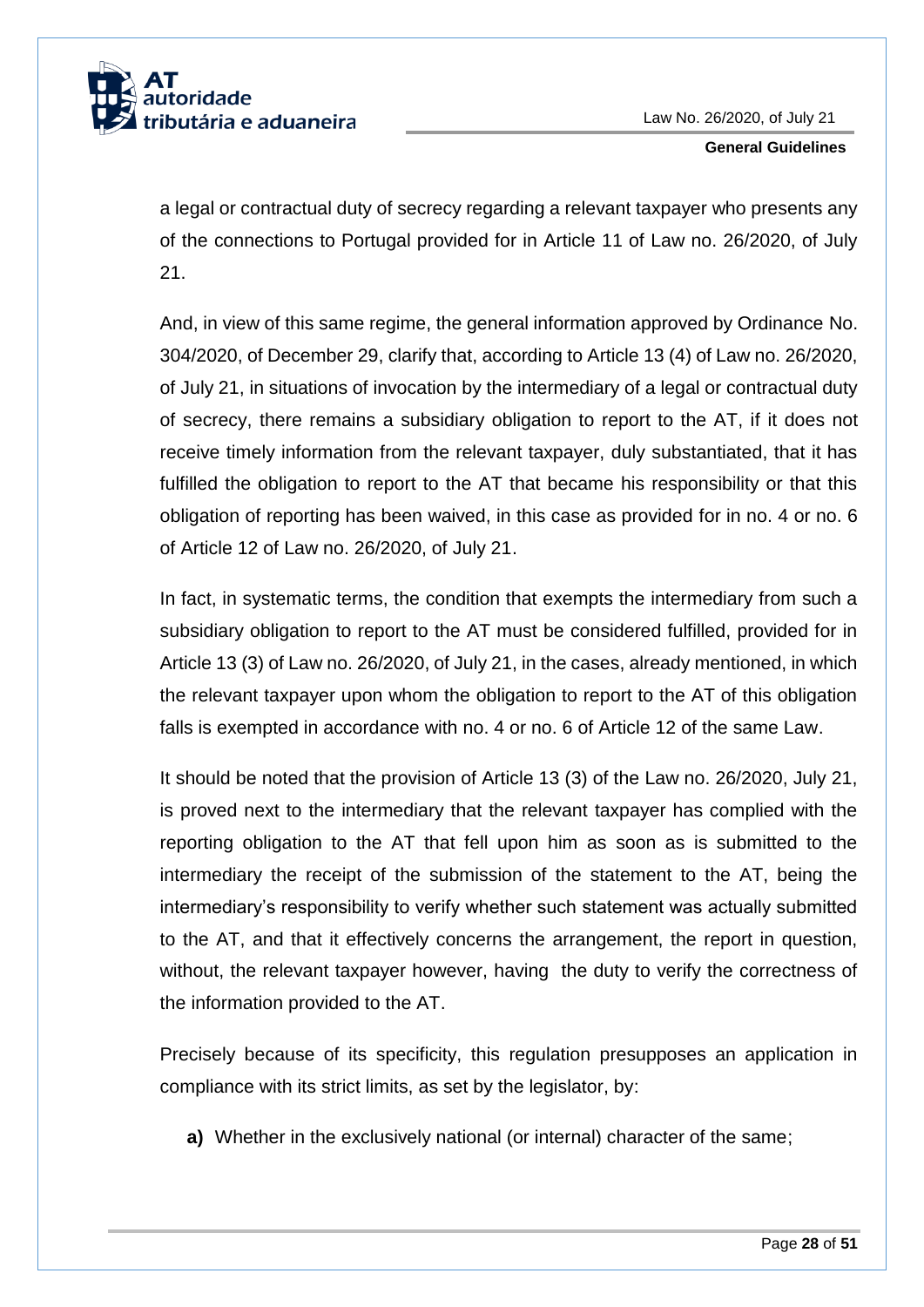a legal or contractual duty of secrecy regarding a relevant taxpayer who presents any of the connections to Portugal provided for in Article 11 of Law no. 26/2020, of July 21.

And, in view of this same regime, the general information approved by Ordinance No. 304/2020, of December 29, clarify that, according to Article 13 (4) of Law no. 26/2020, of July 21, in situations of invocation by the intermediary of a legal or contractual duty of secrecy, there remains a subsidiary obligation to report to the AT, if it does not receive timely information from the relevant taxpayer, duly substantiated, that it has fulfilled the obligation to report to the AT that became his responsibility or that this obligation of reporting has been waived, in this case as provided for in no. 4 or no. 6 of Article 12 of Law no. 26/2020, of July 21.

In fact, in systematic terms, the condition that exempts the intermediary from such a subsidiary obligation to report to the AT must be considered fulfilled, provided for in Article 13 (3) of Law no. 26/2020, of July 21, in the cases, already mentioned, in which the relevant taxpayer upon whom the obligation to report to the AT of this obligation falls is exempted in accordance with no. 4 or no. 6 of Article 12 of the same Law.

It should be noted that the provision of Article 13 (3) of the Law no. 26/2020, July 21, is proved next to the intermediary that the relevant taxpayer has complied with the reporting obligation to the AT that fell upon him as soon as is submitted to the intermediary the receipt of the submission of the statement to the AT, being the intermediary's responsibility to verify whether such statement was actually submitted to the AT, and that it effectively concerns the arrangement, the report in question, without, the relevant taxpayer however, having the duty to verify the correctness of the information provided to the AT.

Precisely because of its specificity, this regulation presupposes an application in compliance with its strict limits, as set by the legislator, by:

**a)** Whether in the exclusively national (or internal) character of the same;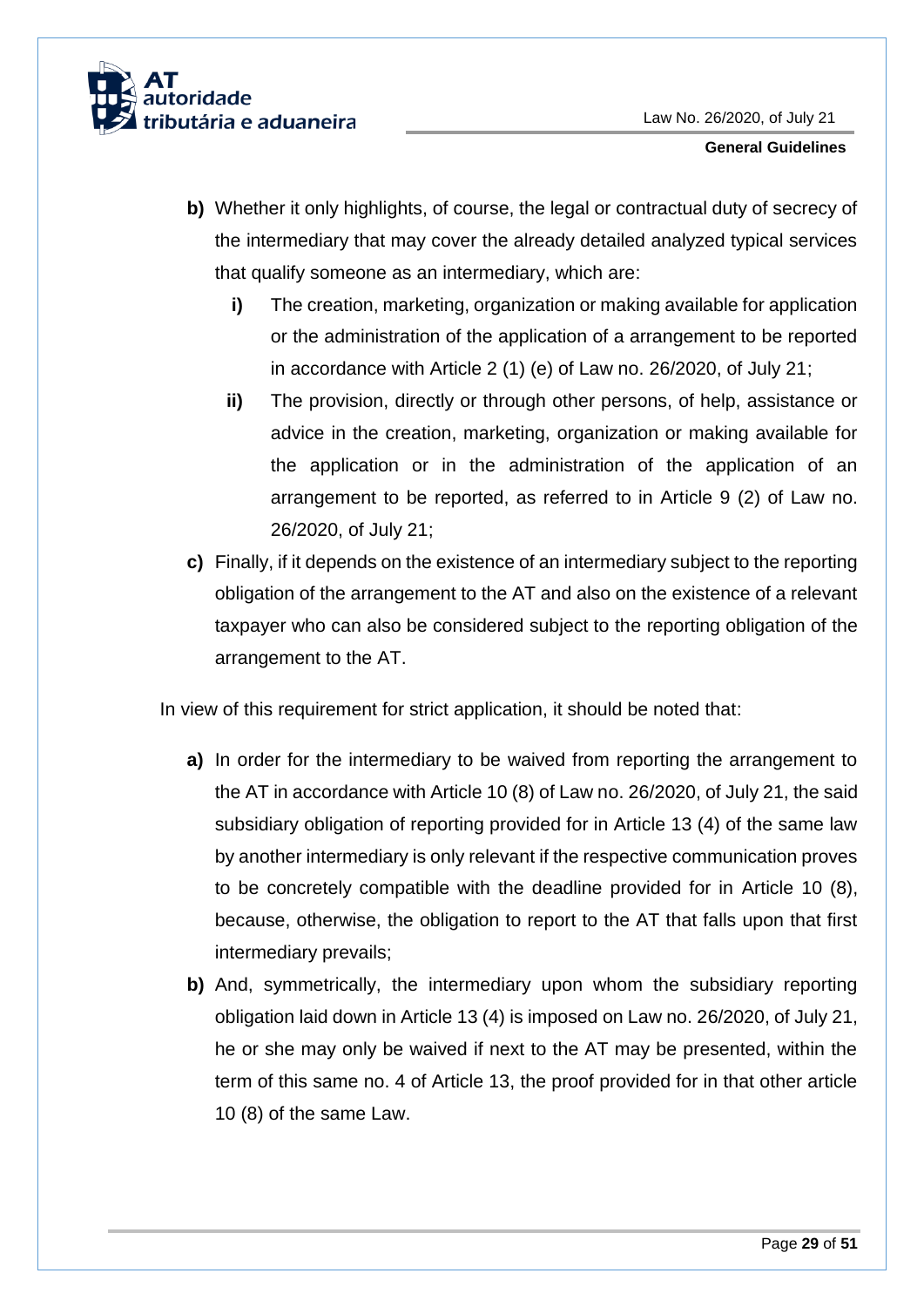**b)** Whether it only highlights, of course, the legal or contractual duty of secrecy of the intermediary that may cover the already detailed analyzed typical services that qualify someone as an intermediary, which are:

   **i)** The creation, marketing, organization or making available for application or the administration of the application of a arrangement to be reported in accordance with Article 2 (1) (e) of Law no. 26/2020, of July 21;

   **ii)** The provision, directly or through other persons, of help, assistance or advice in the creation, marketing, organization or making available for the application or in the administration of the application of an arrangement to be reported, as referred to in Article 9 (2) of Law no. 26/2020, of July 21;

**c)** Finally, if it depends on the existence of an intermediary subject to the reporting obligation of the arrangement to the AT and also on the existence of a relevant taxpayer who can also be considered subject to the reporting obligation of the arrangement to the AT.

In view of this requirement for strict application, it should be noted that:

**a)** In order for the intermediary to be waived from reporting the arrangement to the AT in accordance with Article 10 (8) of Law no. 26/2020, of July 21, the said subsidiary obligation of reporting provided for in Article 13 (4) of the same law by another intermediary is only relevant if the respective communication proves to be concretely compatible with the deadline provided for in Article 10 (8), because, otherwise, the obligation to report to the AT that falls upon that first intermediary prevails;

**b)** And, symmetrically, the intermediary upon whom the subsidiary reporting obligation laid down in Article 13 (4) is imposed on Law no. 26/2020, of July 21, he or she may only be waived if next to the AT may be presented, within the term of this same no. 4 of Article 13, the proof provided for in that other article 10 (8) of the same Law.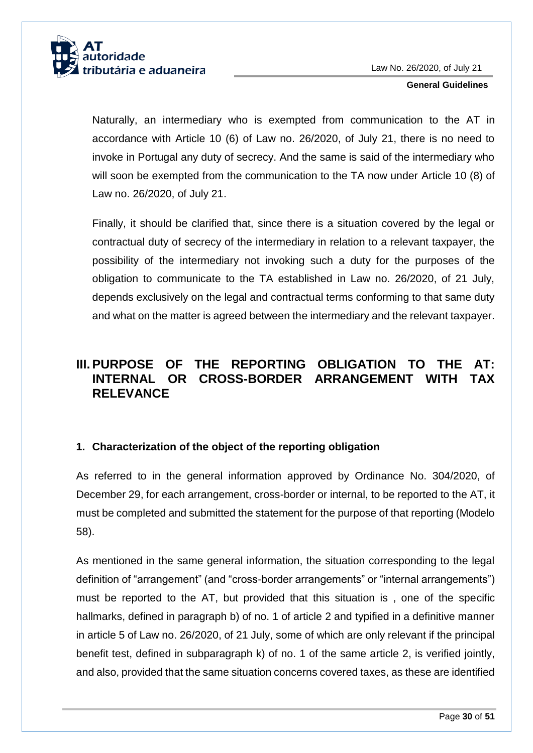Naturally, an intermediary who is exempted from communication to the AT in accordance with Article 10 (6) of Law no. 26/2020, of July 21, there is no need to invoke in Portugal any duty of secrecy. And the same is said of the intermediary who will soon be exempted from the communication to the TA now under Article 10 (8) of Law no. 26/2020, of July 21.

Finally, it should be clarified that, since there is a situation covered by the legal or contractual duty of secrecy of the intermediary in relation to a relevant taxpayer, the possibility of the intermediary not invoking such a duty for the purposes of the obligation to communicate to the TA established in Law no. 26/2020, of 21 July, depends exclusively on the legal and contractual terms conforming to that same duty and what on the matter is agreed between the intermediary and the relevant taxpayer.

## III. PURPOSE OF THE REPORTING OBLIGATION TO THE AT: INTERNAL OR CROSS-BORDER ARRANGEMENT WITH TAX RELEVANCE

### 1. Characterization of the object of the reporting obligation

As referred to in the general information approved by Ordinance No. 304/2020, of December 29, for each arrangement, cross-border or internal, to be reported to the AT, it must be completed and submitted the statement for the purpose of that reporting (Modelo 58).

As mentioned in the same general information, the situation corresponding to the legal definition of "arrangement" (and "cross-border arrangements" or "internal arrangements") must be reported to the AT, but provided that this situation is , one of the specific hallmarks, defined in paragraph b) of no. 1 of article 2 and typified in a definitive manner in article 5 of Law no. 26/2020, of 21 July, some of which are only relevant if the principal benefit test, defined in subparagraph k) of no. 1 of the same article 2, is verified jointly, and also, provided that the same situation concerns covered taxes, as these are identified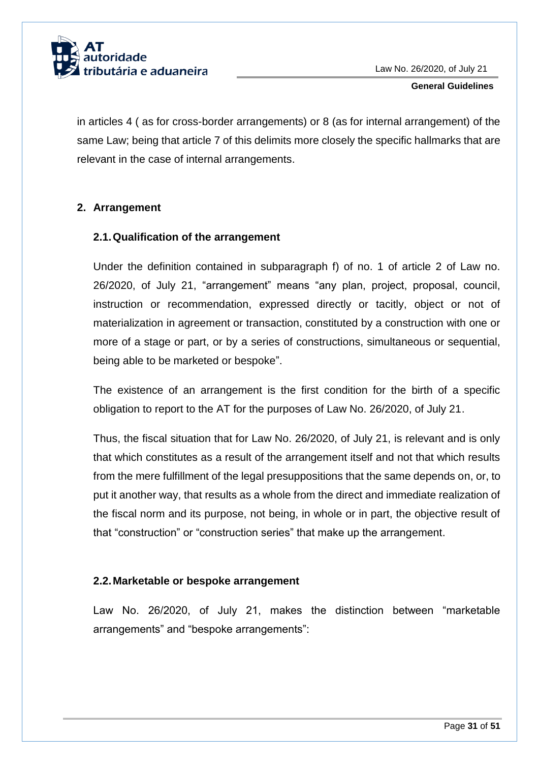in articles 4 ( as for cross-border arrangements) or 8 (as for internal arrangement) of the same Law; being that article 7 of this delimits more closely the specific hallmarks that are relevant in the case of internal arrangements.

## 2. Arrangement

### 2.1. Qualification of the arrangement

Under the definition contained in subparagraph f) of no. 1 of article 2 of Law no. 26/2020, of July 21, "arrangement" means "any plan, project, proposal, council, instruction or recommendation, expressed directly or tacitly, object or not of materialization in agreement or transaction, constituted by a construction with one or more of a stage or part, or by a series of constructions, simultaneous or sequential, being able to be marketed or bespoke".

The existence of an arrangement is the first condition for the birth of a specific obligation to report to the AT for the purposes of Law No. 26/2020, of July 21.

Thus, the fiscal situation that for Law No. 26/2020, of July 21, is relevant and is only that which constitutes as a result of the arrangement itself and not that which results from the mere fulfillment of the legal presuppositions that the same depends on, or, to put it another way, that results as a whole from the direct and immediate realization of the fiscal norm and its purpose, not being, in whole or in part, the objective result of that "construction" or "construction series" that make up the arrangement.

### 2.2. Marketable or bespoke arrangement

Law No. 26/2020, of July 21, makes the distinction between "marketable arrangements" and "bespoke arrangements":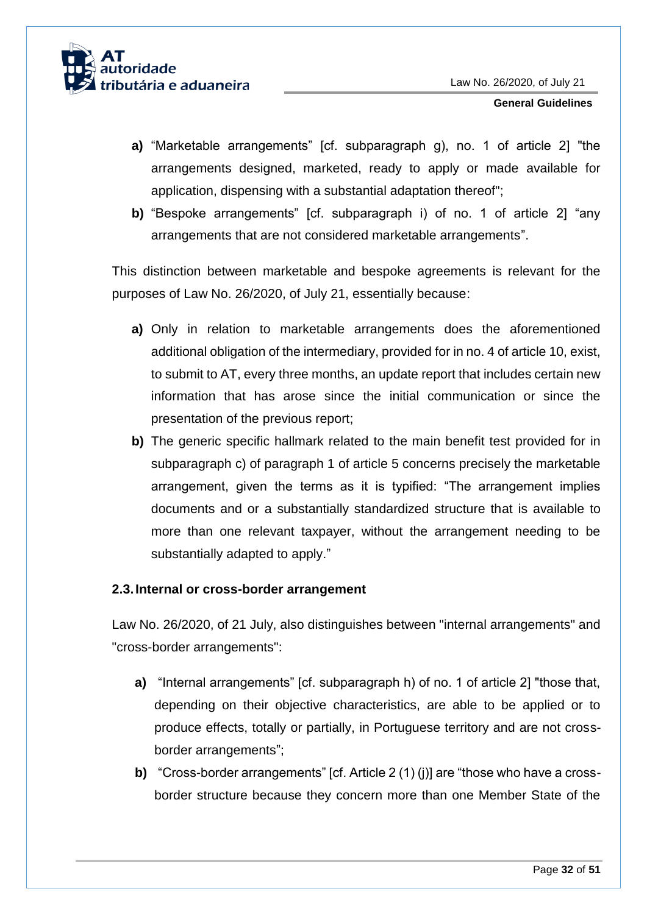**a)** "Marketable arrangements" [cf. subparagraph g), no. 1 of article 2] "the arrangements designed, marketed, ready to apply or made available for application, dispensing with a substantial adaptation thereof";

**b)** "Bespoke arrangements" [cf. subparagraph i) of no. 1 of article 2] "any arrangements that are not considered marketable arrangements".

This distinction between marketable and bespoke agreements is relevant for the purposes of Law No. 26/2020, of July 21, essentially because:

**a)** Only in relation to marketable arrangements does the aforementioned additional obligation of the intermediary, provided for in no. 4 of article 10, exist, to submit to AT, every three months, an update report that includes certain new information that has arose since the initial communication or since the presentation of the previous report;

**b)** The generic specific hallmark related to the main benefit test provided for in subparagraph c) of paragraph 1 of article 5 concerns precisely the marketable arrangement, given the terms as it is typified: "The arrangement implies documents and or a substantially standardized structure that is available to more than one relevant taxpayer, without the arrangement needing to be substantially adapted to apply."

### 2.3. Internal or cross-border arrangement

Law No. 26/2020, of 21 July, also distinguishes between "internal arrangements" and "cross-border arrangements":

**a)** "Internal arrangements" [cf. subparagraph h) of no. 1 of article 2] "those that, depending on their objective characteristics, are able to be applied or to produce effects, totally or partially, in Portuguese territory and are not cross-border arrangements";

**b)** "Cross-border arrangements" [cf. Article 2 (1) (j)] are "those who have a cross-border structure because they concern more than one Member State of the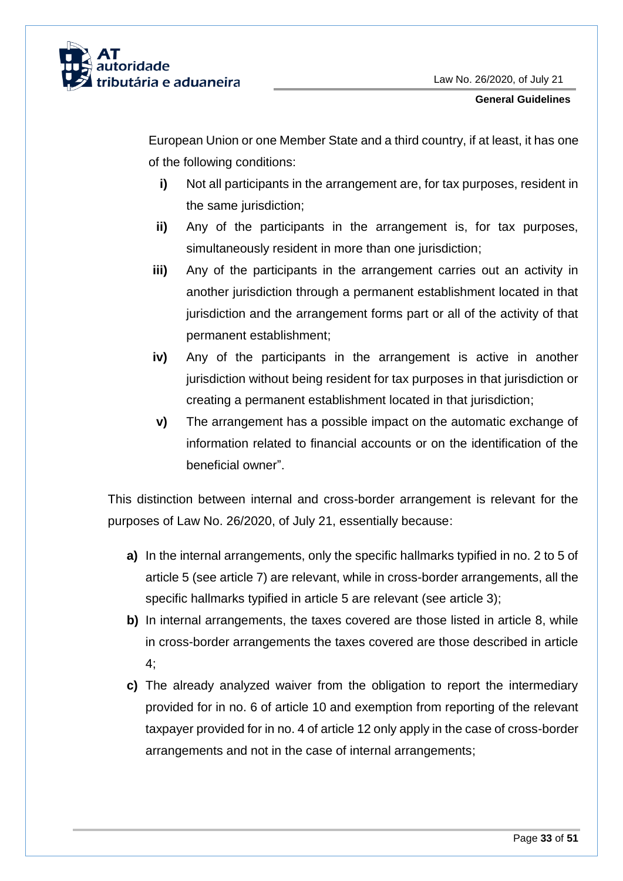European Union or one Member State and a third country, if at least, it has one of the following conditions:

- **i)** Not all participants in the arrangement are, for tax purposes, resident in the same jurisdiction;
- **ii)** Any of the participants in the arrangement is, for tax purposes, simultaneously resident in more than one jurisdiction;
- **iii)** Any of the participants in the arrangement carries out an activity in another jurisdiction through a permanent establishment located in that jurisdiction and the arrangement forms part or all of the activity of that permanent establishment;
- **iv)** Any of the participants in the arrangement is active in another jurisdiction without being resident for tax purposes in that jurisdiction or creating a permanent establishment located in that jurisdiction;
- **v)** The arrangement has a possible impact on the automatic exchange of information related to financial accounts or on the identification of the beneficial owner".

This distinction between internal and cross-border arrangement is relevant for the purposes of Law No. 26/2020, of July 21, essentially because:

- **a)** In the internal arrangements, only the specific hallmarks typified in no. 2 to 5 of article 5 (see article 7) are relevant, while in cross-border arrangements, all the specific hallmarks typified in article 5 are relevant (see article 3);
- **b)** In internal arrangements, the taxes covered are those listed in article 8, while in cross-border arrangements the taxes covered are those described in article 4;
- **c)** The already analyzed waiver from the obligation to report the intermediary provided for in no. 6 of article 10 and exemption from reporting of the relevant taxpayer provided for in no. 4 of article 12 only apply in the case of cross-border arrangements and not in the case of internal arrangements;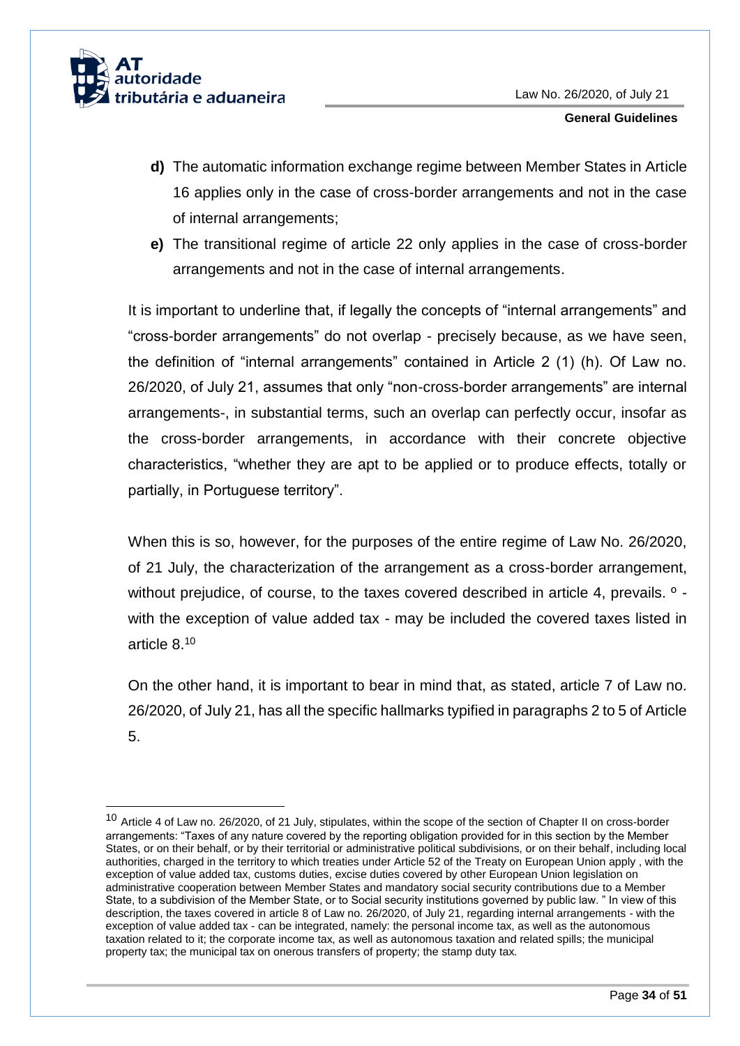**d)** The automatic information exchange regime between Member States in Article 16 applies only in the case of cross-border arrangements and not in the case of internal arrangements;

**e)** The transitional regime of article 22 only applies in the case of cross-border arrangements and not in the case of internal arrangements.

It is important to underline that, if legally the concepts of "internal arrangements" and "cross-border arrangements" do not overlap - precisely because, as we have seen, the definition of "internal arrangements" contained in Article 2 (1) (h). Of Law no. 26/2020, of July 21, assumes that only "non-cross-border arrangements" are internal arrangements-, in substantial terms, such an overlap can perfectly occur, insofar as the cross-border arrangements, in accordance with their concrete objective characteristics, "whether they are apt to be applied or to produce effects, totally or partially, in Portuguese territory".

When this is so, however, for the purposes of the entire regime of Law No. 26/2020, of 21 July, the characterization of the arrangement as a cross-border arrangement, without prejudice, of course, to the taxes covered described in article 4, prevails. º - with the exception of value added tax - may be included the covered taxes listed in article 8.[10]

On the other hand, it is important to bear in mind that, as stated, article 7 of Law no. 26/2020, of July 21, has all the specific hallmarks typified in paragraphs 2 to 5 of Article 5.

---

[10] Article 4 of Law no. 26/2020, of 21 July, stipulates, within the scope of the section of Chapter II on cross-border arrangements: "Taxes of any nature covered by the reporting obligation provided for in this section by the Member States, or on their behalf, or by their territorial or administrative political subdivisions, or on their behalf, including local authorities, charged in the territory to which treaties under Article 52 of the Treaty on European Union apply , with the exception of value added tax, customs duties, excise duties covered by other European Union legislation on administrative cooperation between Member States and mandatory social security contributions due to a Member State, to a subdivision of the Member State, or to Social security institutions governed by public law. " In view of this description, the taxes covered in article 8 of Law no. 26/2020, of July 21, regarding internal arrangements - with the exception of value added tax - can be integrated, namely: the personal income tax, as well as the autonomous taxation related to it; the corporate income tax, as well as autonomous taxation and related spills; the municipal property tax; the municipal tax on onerous transfers of property; the stamp duty tax.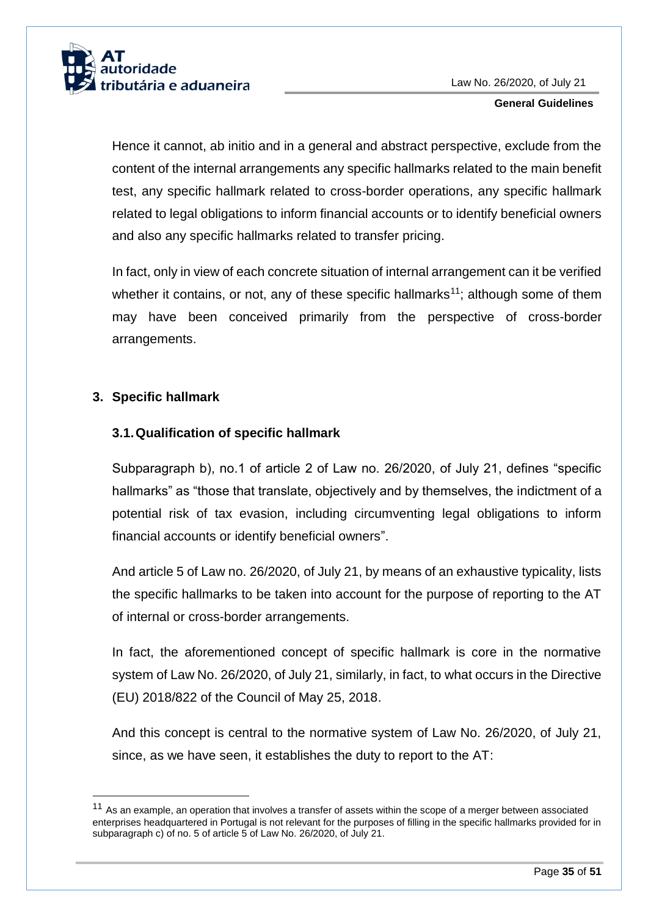Hence it cannot, ab initio and in a general and abstract perspective, exclude from the content of the internal arrangements any specific hallmarks related to the main benefit test, any specific hallmark related to cross-border operations, any specific hallmark related to legal obligations to inform financial accounts or to identify beneficial owners and also any specific hallmarks related to transfer pricing.

In fact, only in view of each concrete situation of internal arrangement can it be verified whether it contains, or not, any of these specific hallmarks[11]; although some of them may have been conceived primarily from the perspective of cross-border arrangements.

## 3. Specific hallmark

### 3.1. Qualification of specific hallmark

Subparagraph b), no.1 of article 2 of Law no. 26/2020, of July 21, defines "specific hallmarks" as "those that translate, objectively and by themselves, the indictment of a potential risk of tax evasion, including circumventing legal obligations to inform financial accounts or identify beneficial owners".

And article 5 of Law no. 26/2020, of July 21, by means of an exhaustive typicality, lists the specific hallmarks to be taken into account for the purpose of reporting to the AT of internal or cross-border arrangements.

In fact, the aforementioned concept of specific hallmark is core in the normative system of Law No. 26/2020, of July 21, similarly, in fact, to what occurs in the Directive (EU) 2018/822 of the Council of May 25, 2018.

And this concept is central to the normative system of Law No. 26/2020, of July 21, since, as we have seen, it establishes the duty to report to the AT:

---

[11] As an example, an operation that involves a transfer of assets within the scope of a merger between associated enterprises headquartered in Portugal is not relevant for the purposes of filling in the specific hallmarks provided for in subparagraph c) of no. 5 of article 5 of Law No. 26/2020, of July 21.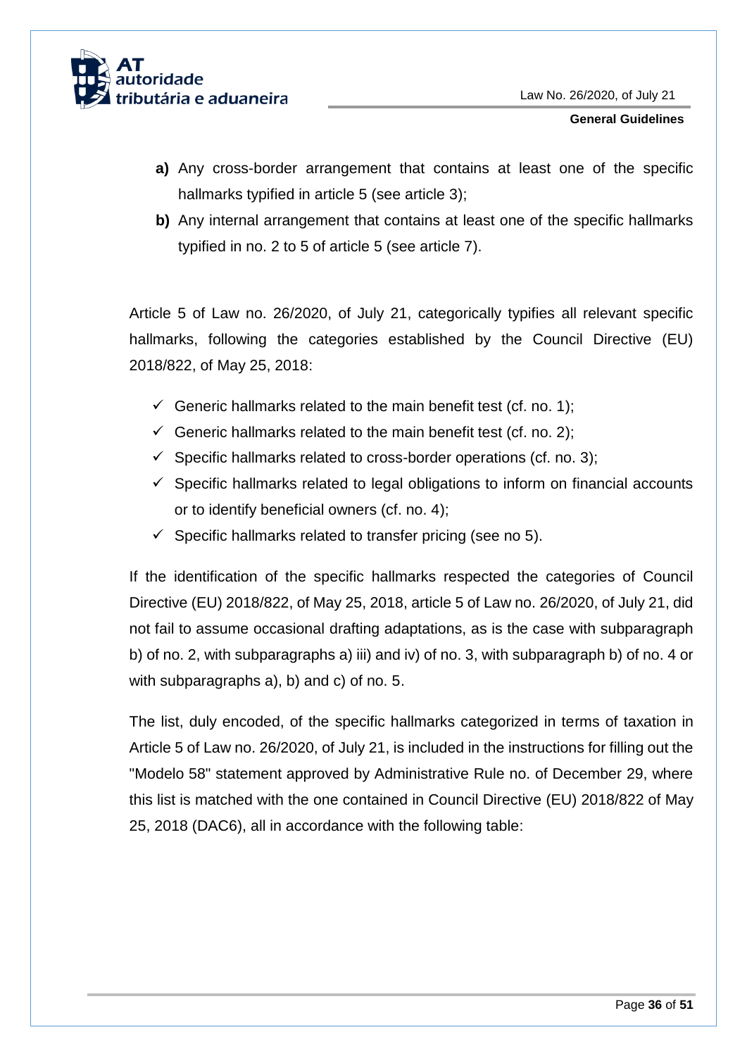**a)** Any cross-border arrangement that contains at least one of the specific hallmarks typified in article 5 (see article 3);

**b)** Any internal arrangement that contains at least one of the specific hallmarks typified in no. 2 to 5 of article 5 (see article 7).

Article 5 of Law no. 26/2020, of July 21, categorically typifies all relevant specific hallmarks, following the categories established by the Council Directive (EU) 2018/822, of May 25, 2018:

- ✓ Generic hallmarks related to the main benefit test (cf. no. 1);
- ✓ Generic hallmarks related to the main benefit test (cf. no. 2);
- ✓ Specific hallmarks related to cross-border operations (cf. no. 3);
- ✓ Specific hallmarks related to legal obligations to inform on financial accounts or to identify beneficial owners (cf. no. 4);
- ✓ Specific hallmarks related to transfer pricing (see no 5).

If the identification of the specific hallmarks respected the categories of Council Directive (EU) 2018/822, of May 25, 2018, article 5 of Law no. 26/2020, of July 21, did not fail to assume occasional drafting adaptations, as is the case with subparagraph b) of no. 2, with subparagraphs a) iii) and iv) of no. 3, with subparagraph b) of no. 4 or with subparagraphs a), b) and c) of no. 5.

The list, duly encoded, of the specific hallmarks categorized in terms of taxation in Article 5 of Law no. 26/2020, of July 21, is included in the instructions for filling out the "Modelo 58" statement approved by Administrative Rule no. of December 29, where this list is matched with the one contained in Council Directive (EU) 2018/822 of May 25, 2018 (DAC6), all in accordance with the following table: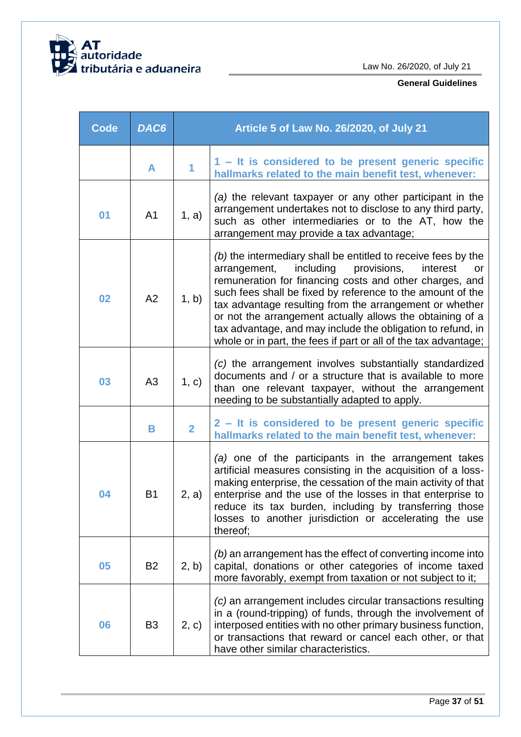| Code | *DAC6* | Article 5 of Law No. 26/2020, of July 21 | |
|---|---|---|---|
| | **A** | **1** | **1 – It is considered to be present generic specific hallmarks related to the main benefit test, whenever:** |
| 01 | A1 | 1, a) | *(a)* the relevant taxpayer or any other participant in the arrangement undertakes not to disclose to any third party, such as other intermediaries or to the AT, how the arrangement may provide a tax advantage; |
| 02 | A2 | 1, b) | *(b)* the intermediary shall be entitled to receive fees by the arrangement, including provisions, interest or remuneration for financing costs and other charges, and such fees shall be fixed by reference to the amount of the tax advantage resulting from the arrangement or whether or not the arrangement actually allows the obtaining of a tax advantage, and may include the obligation to refund, in whole or in part, the fees if part or all of the tax advantage; |
| 03 | A3 | 1, c) | *(c)* the arrangement involves substantially standardized documents and / or a structure that is available to more than one relevant taxpayer, without the arrangement needing to be substantially adapted to apply. |
| | **B** | **2** | **2 – It is considered to be present generic specific hallmarks related to the main benefit test, whenever:** |
| 04 | B1 | 2, a) | *(a)* one of the participants in the arrangement takes artificial measures consisting in the acquisition of a loss-making enterprise, the cessation of the main activity of that enterprise and the use of the losses in that enterprise to reduce its tax burden, including by transferring those losses to another jurisdiction or accelerating the use thereof; |
| 05 | B2 | 2, b) | *(b)* an arrangement has the effect of converting income into capital, donations or other categories of income taxed more favorably, exempt from taxation or not subject to it; |
| 06 | B3 | 2, c) | *(c)* an arrangement includes circular transactions resulting in a (round-tripping) of funds, through the involvement of interposed entities with no other primary business function, or transactions that reward or cancel each other, or that have other similar characteristics. |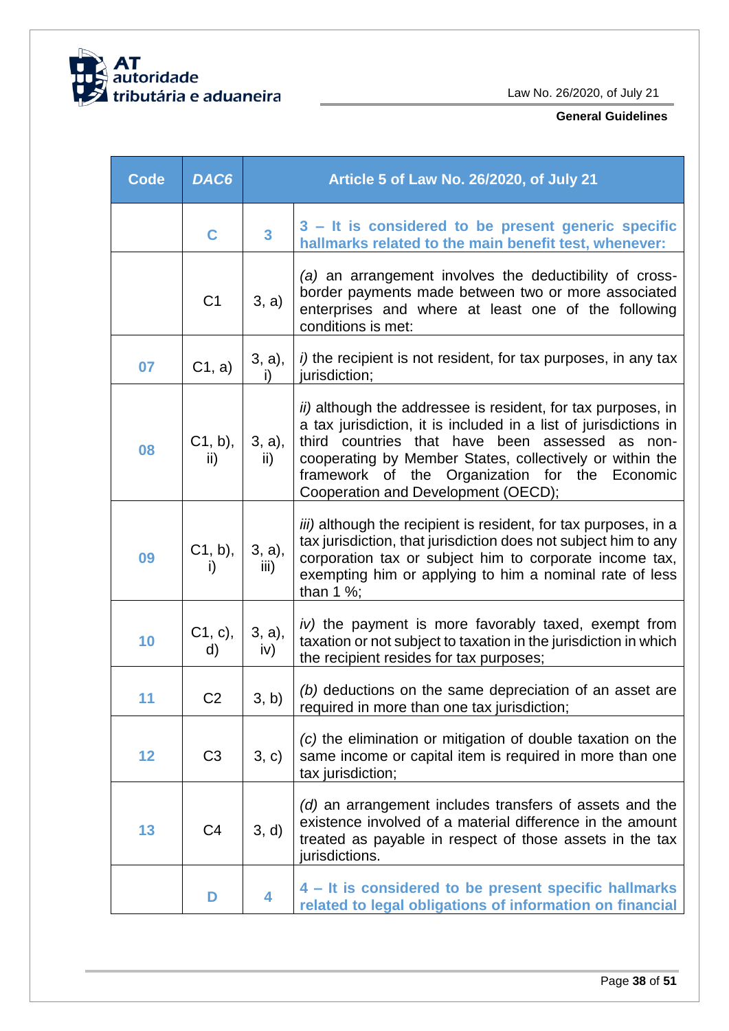| Code | DAC6 | Article 5 of Law No. 26/2020, of July 21 | |
|---|---|---|---|
| | **C** | **3** | **3 – It is considered to be present generic specific hallmarks related to the main benefit test, whenever:** |
| | C1 | 3, a) | *(a)* an arrangement involves the deductibility of cross-border payments made between two or more associated enterprises and where at least one of the following conditions is met: |
| **07** | C1, a) | 3, a), i) | *i)* the recipient is not resident, for tax purposes, in any tax jurisdiction; |
| **08** | C1, b), ii) | 3, a), ii) | *ii)* although the addressee is resident, for tax purposes, in a tax jurisdiction, it is included in a list of jurisdictions in third countries that have been assessed as non-cooperating by Member States, collectively or within the framework of the Organization for the Economic Cooperation and Development (OECD); |
| **09** | C1, b), i) | 3, a), iii) | *iii)* although the recipient is resident, for tax purposes, in a tax jurisdiction, that jurisdiction does not subject him to any corporation tax or subject him to corporate income tax, exempting him or applying to him a nominal rate of less than 1 %; |
| **10** | C1, c), d) | 3, a), iv) | *iv)* the payment is more favorably taxed, exempt from taxation or not subject to taxation in the jurisdiction in which the recipient resides for tax purposes; |
| **11** | C2 | 3, b) | *(b)* deductions on the same depreciation of an asset are required in more than one tax jurisdiction; |
| **12** | C3 | 3, c) | *(c)* the elimination or mitigation of double taxation on the same income or capital item is required in more than one tax jurisdiction; |
| **13** | C4 | 3, d) | *(d)* an arrangement includes transfers of assets and the existence involved of a material difference in the amount treated as payable in respect of those assets in the tax jurisdictions. |
| | **D** | **4** | **4 – It is considered to be present specific hallmarks related to legal obligations of information on financial** |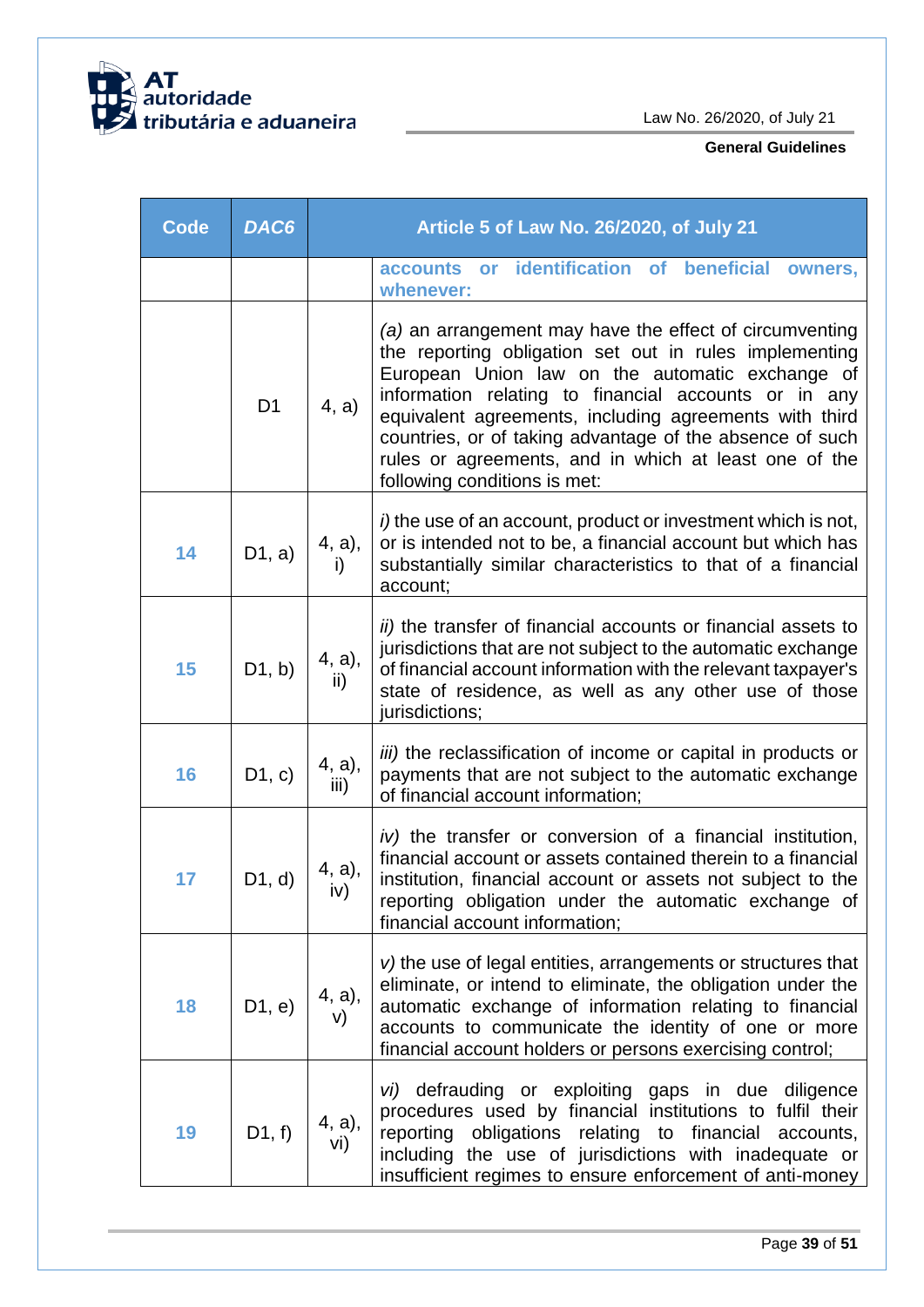| Code | *DAC6* | Article 5 of Law No. 26/2020, of July 21 | |
|---|---|---|---|
| | | | **accounts or identification of beneficial owners, whenever:** |
| | D1 | 4, a) | *(a)* an arrangement may have the effect of circumventing the reporting obligation set out in rules implementing European Union law on the automatic exchange of information relating to financial accounts or in any equivalent agreements, including agreements with third countries, or of taking advantage of the absence of such rules or agreements, and in which at least one of the following conditions is met: |
| **14** | D1, a) | 4, a), i) | *i)* the use of an account, product or investment which is not, or is intended not to be, a financial account but which has substantially similar characteristics to that of a financial account; |
| **15** | D1, b) | 4, a), ii) | *ii)* the transfer of financial accounts or financial assets to jurisdictions that are not subject to the automatic exchange of financial account information with the relevant taxpayer's state of residence, as well as any other use of those jurisdictions; |
| **16** | D1, c) | 4, a), iii) | *iii)* the reclassification of income or capital in products or payments that are not subject to the automatic exchange of financial account information; |
| **17** | D1, d) | 4, a), iv) | *iv)* the transfer or conversion of a financial institution, financial account or assets contained therein to a financial institution, financial account or assets not subject to the reporting obligation under the automatic exchange of financial account information; |
| **18** | D1, e) | 4, a), v) | *v)* the use of legal entities, arrangements or structures that eliminate, or intend to eliminate, the obligation under the automatic exchange of information relating to financial accounts to communicate the identity of one or more financial account holders or persons exercising control; |
| **19** | D1, f) | 4, a), vi) | *vi)* defrauding or exploiting gaps in due diligence procedures used by financial institutions to fulfil their reporting obligations relating to financial accounts, including the use of jurisdictions with inadequate or insufficient regimes to ensure enforcement of anti-money |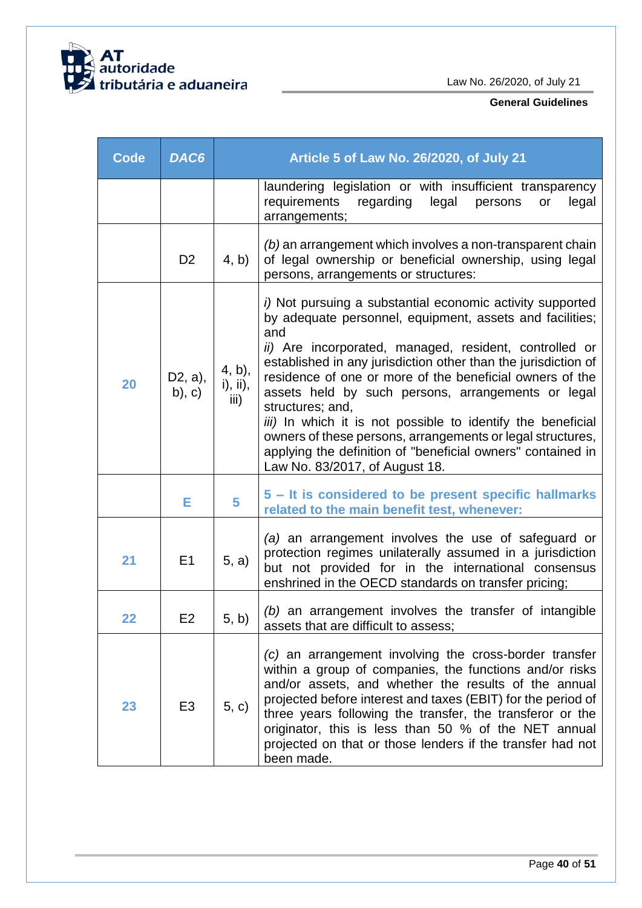| Code | DAC6 | Article 5 of Law No. 26/2020, of July 21 | |
|---|---|---|---|
| | | | laundering legislation or with insufficient transparency requirements regarding legal persons or legal arrangements; |
| | D2 | 4, b) | *(b)* an arrangement which involves a non-transparent chain of legal ownership or beneficial ownership, using legal persons, arrangements or structures: |
| **20** | D2, a), b), c) | 4, b), i), ii), iii) | *i)* Not pursuing a substantial economic activity supported by adequate personnel, equipment, assets and facilities; and<br>*ii)* Are incorporated, managed, resident, controlled or established in any jurisdiction other than the jurisdiction of residence of one or more of the beneficial owners of the assets held by such persons, arrangements or legal structures; and,<br>*iii)* In which it is not possible to identify the beneficial owners of these persons, arrangements or legal structures, applying the definition of "beneficial owners" contained in Law No. 83/2017, of August 18. |
| | **E** | **5** | **5 – It is considered to be present specific hallmarks related to the main benefit test, whenever:** |
| **21** | E1 | 5, a) | *(a)* an arrangement involves the use of safeguard or protection regimes unilaterally assumed in a jurisdiction but not provided for in the international consensus enshrined in the OECD standards on transfer pricing; |
| **22** | E2 | 5, b) | *(b)* an arrangement involves the transfer of intangible assets that are difficult to assess; |
| **23** | E3 | 5, c) | *(c)* an arrangement involving the cross-border transfer within a group of companies, the functions and/or risks and/or assets, and whether the results of the annual projected before interest and taxes (EBIT) for the period of three years following the transfer, the transferor or the originator, this is less than 50 % of the NET annual projected on that or those lenders if the transfer had not been made. |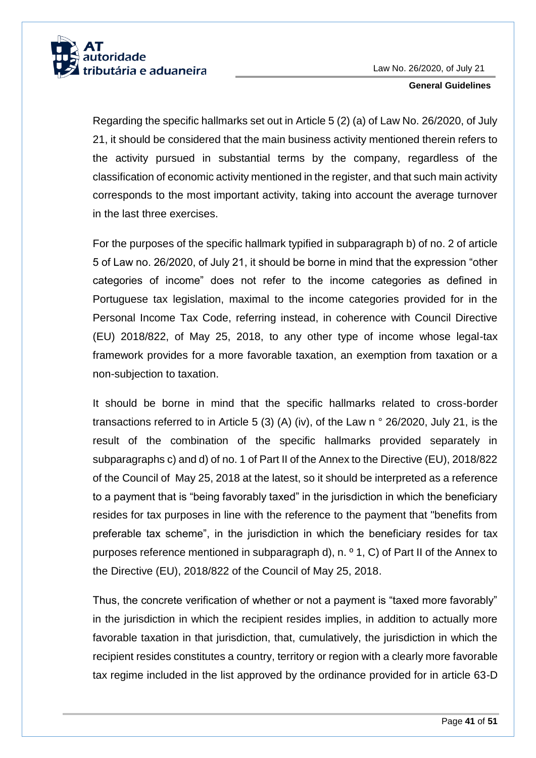Regarding the specific hallmarks set out in Article 5 (2) (a) of Law No. 26/2020, of July 21, it should be considered that the main business activity mentioned therein refers to the activity pursued in substantial terms by the company, regardless of the classification of economic activity mentioned in the register, and that such main activity corresponds to the most important activity, taking into account the average turnover in the last three exercises.

For the purposes of the specific hallmark typified in subparagraph b) of no. 2 of article 5 of Law no. 26/2020, of July 21, it should be borne in mind that the expression "other categories of income" does not refer to the income categories as defined in Portuguese tax legislation, maximal to the income categories provided for in the Personal Income Tax Code, referring instead, in coherence with Council Directive (EU) 2018/822, of May 25, 2018, to any other type of income whose legal-tax framework provides for a more favorable taxation, an exemption from taxation or a non-subjection to taxation.

It should be borne in mind that the specific hallmarks related to cross-border transactions referred to in Article 5 (3) (A) (iv), of the Law n ° 26/2020, July 21, is the result of the combination of the specific hallmarks provided separately in subparagraphs c) and d) of no. 1 of Part II of the Annex to the Directive (EU), 2018/822 of the Council of May 25, 2018 at the latest, so it should be interpreted as a reference to a payment that is "being favorably taxed" in the jurisdiction in which the beneficiary resides for tax purposes in line with the reference to the payment that "benefits from preferable tax scheme", in the jurisdiction in which the beneficiary resides for tax purposes reference mentioned in subparagraph d), n. º 1, C) of Part II of the Annex to the Directive (EU), 2018/822 of the Council of May 25, 2018.

Thus, the concrete verification of whether or not a payment is "taxed more favorably" in the jurisdiction in which the recipient resides implies, in addition to actually more favorable taxation in that jurisdiction, that, cumulatively, the jurisdiction in which the recipient resides constitutes a country, territory or region with a clearly more favorable tax regime included in the list approved by the ordinance provided for in article 63-D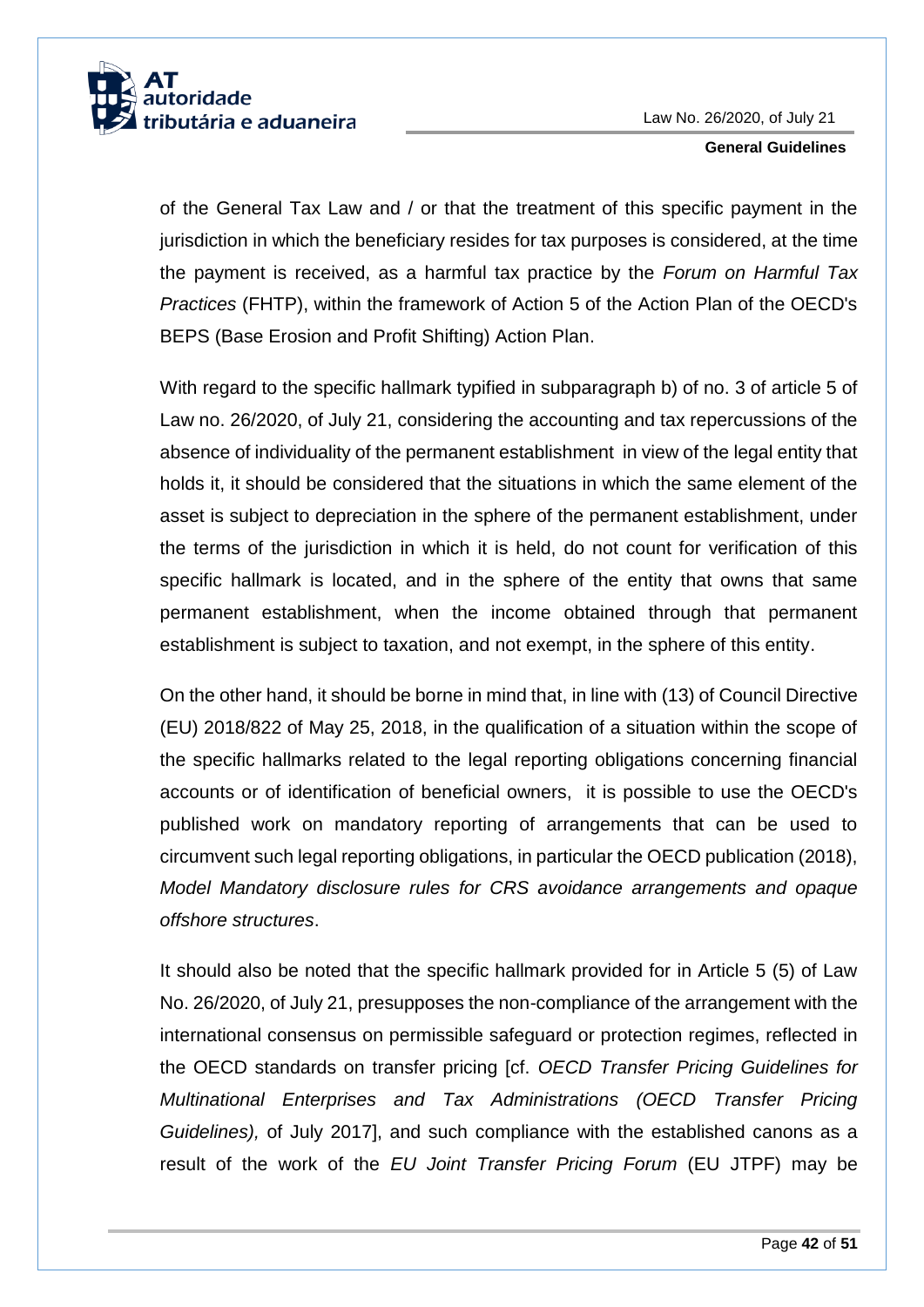of the General Tax Law and / or that the treatment of this specific payment in the jurisdiction in which the beneficiary resides for tax purposes is considered, at the time the payment is received, as a harmful tax practice by the *Forum on Harmful Tax Practices* (FHTP), within the framework of Action 5 of the Action Plan of the OECD's BEPS (Base Erosion and Profit Shifting) Action Plan.

With regard to the specific hallmark typified in subparagraph b) of no. 3 of article 5 of Law no. 26/2020, of July 21, considering the accounting and tax repercussions of the absence of individuality of the permanent establishment in view of the legal entity that holds it, it should be considered that the situations in which the same element of the asset is subject to depreciation in the sphere of the permanent establishment, under the terms of the jurisdiction in which it is held, do not count for verification of this specific hallmark is located, and in the sphere of the entity that owns that same permanent establishment, when the income obtained through that permanent establishment is subject to taxation, and not exempt, in the sphere of this entity.

On the other hand, it should be borne in mind that, in line with (13) of Council Directive (EU) 2018/822 of May 25, 2018, in the qualification of a situation within the scope of the specific hallmarks related to the legal reporting obligations concerning financial accounts or of identification of beneficial owners, it is possible to use the OECD's published work on mandatory reporting of arrangements that can be used to circumvent such legal reporting obligations, in particular the OECD publication (2018), *Model Mandatory disclosure rules for CRS avoidance arrangements and opaque offshore structures*.

It should also be noted that the specific hallmark provided for in Article 5 (5) of Law No. 26/2020, of July 21, presupposes the non-compliance of the arrangement with the international consensus on permissible safeguard or protection regimes, reflected in the OECD standards on transfer pricing [cf. *OECD Transfer Pricing Guidelines for Multinational Enterprises and Tax Administrations (OECD Transfer Pricing Guidelines),* of July 2017], and such compliance with the established canons as a result of the work of the *EU Joint Transfer Pricing Forum* (EU JTPF) may be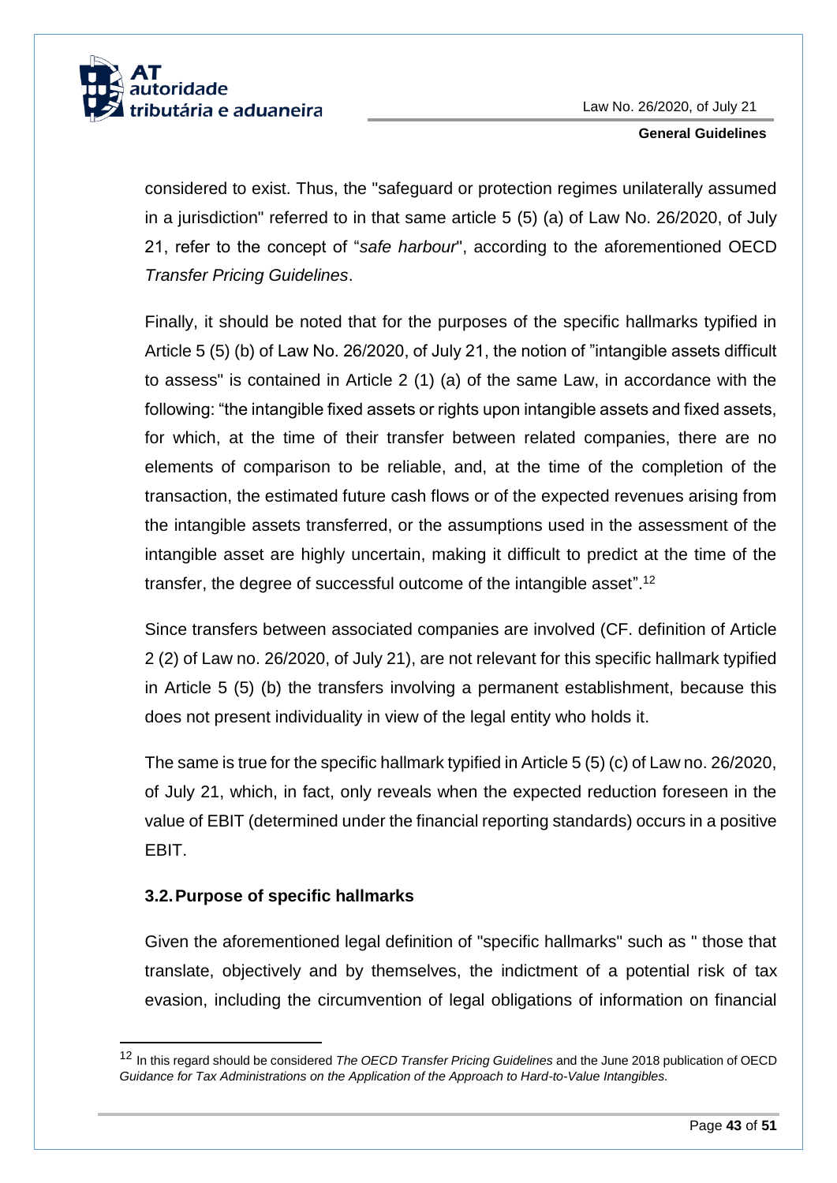considered to exist. Thus, the "safeguard or protection regimes unilaterally assumed in a jurisdiction" referred to in that same article 5 (5) (a) of Law No. 26/2020, of July 21, refer to the concept of "*safe harbour*", according to the aforementioned OECD *Transfer Pricing Guidelines*.

Finally, it should be noted that for the purposes of the specific hallmarks typified in Article 5 (5) (b) of Law No. 26/2020, of July 21, the notion of "intangible assets difficult to assess" is contained in Article 2 (1) (a) of the same Law, in accordance with the following: "the intangible fixed assets or rights upon intangible assets and fixed assets, for which, at the time of their transfer between related companies, there are no elements of comparison to be reliable, and, at the time of the completion of the transaction, the estimated future cash flows or of the expected revenues arising from the intangible assets transferred, or the assumptions used in the assessment of the intangible asset are highly uncertain, making it difficult to predict at the time of the transfer, the degree of successful outcome of the intangible asset".[12]

Since transfers between associated companies are involved (CF. definition of Article 2 (2) of Law no. 26/2020, of July 21), are not relevant for this specific hallmark typified in Article 5 (5) (b) the transfers involving a permanent establishment, because this does not present individuality in view of the legal entity who holds it.

The same is true for the specific hallmark typified in Article 5 (5) (c) of Law no. 26/2020, of July 21, which, in fact, only reveals when the expected reduction foreseen in the value of EBIT (determined under the financial reporting standards) occurs in a positive EBIT.

### 3.2. Purpose of specific hallmarks

Given the aforementioned legal definition of "specific hallmarks" such as " those that translate, objectively and by themselves, the indictment of a potential risk of tax evasion, including the circumvention of legal obligations of information on financial

---

[12] In this regard should be considered *The OECD Transfer Pricing Guidelines* and the June 2018 publication of OECD *Guidance for Tax Administrations on the Application of the Approach to Hard-to-Value Intangibles.*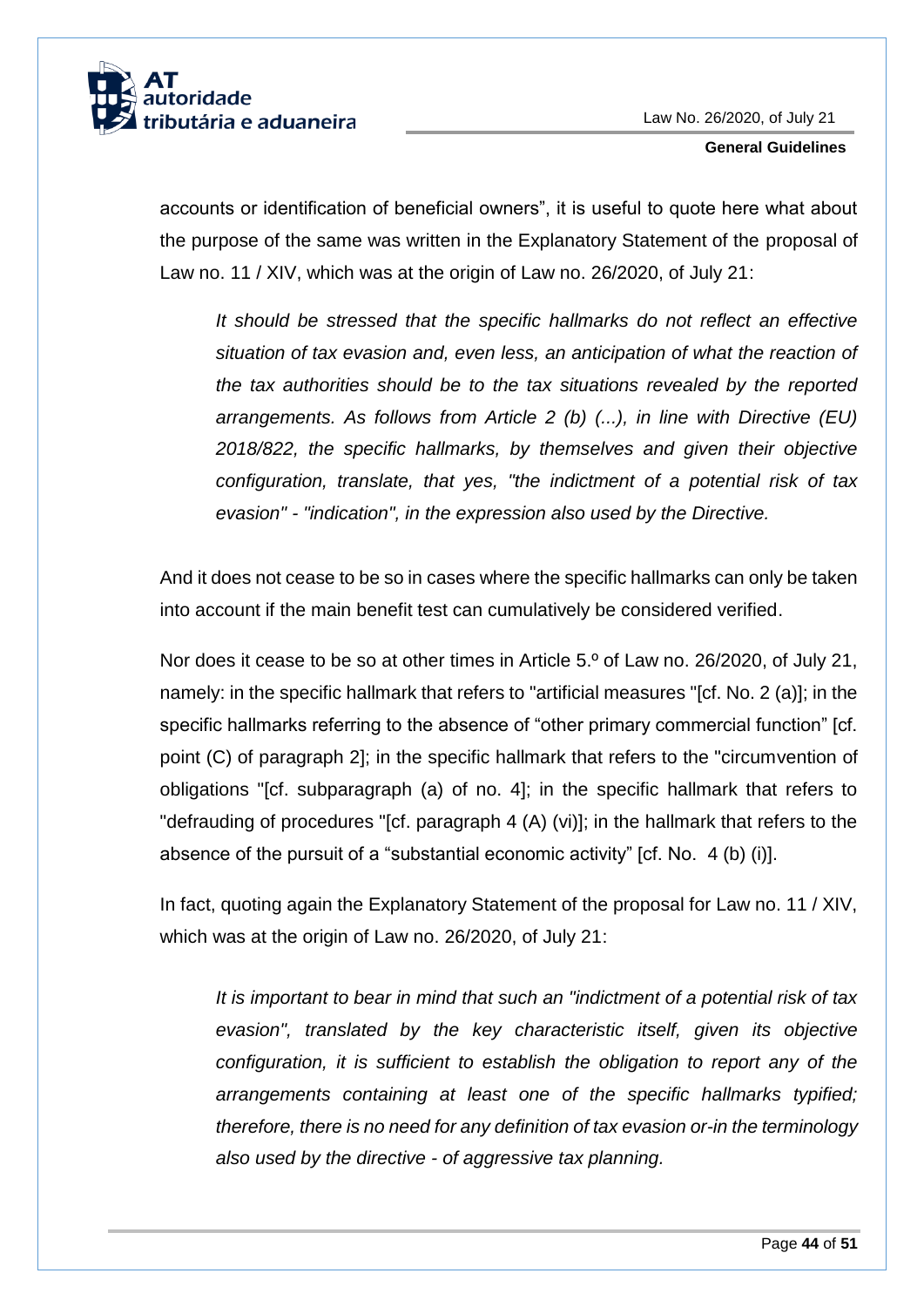accounts or identification of beneficial owners", it is useful to quote here what about the purpose of the same was written in the Explanatory Statement of the proposal of Law no. 11 / XIV, which was at the origin of Law no. 26/2020, of July 21:

> *It should be stressed that the specific hallmarks do not reflect an effective situation of tax evasion and, even less, an anticipation of what the reaction of the tax authorities should be to the tax situations revealed by the reported arrangements. As follows from Article 2 (b) (...), in line with Directive (EU) 2018/822, the specific hallmarks, by themselves and given their objective configuration, translate, that yes, "the indictment of a potential risk of tax evasion" - "indication", in the expression also used by the Directive.*

And it does not cease to be so in cases where the specific hallmarks can only be taken into account if the main benefit test can cumulatively be considered verified.

Nor does it cease to be so at other times in Article 5.º of Law no. 26/2020, of July 21, namely: in the specific hallmark that refers to "artificial measures "[cf. No. 2 (a)]; in the specific hallmarks referring to the absence of "other primary commercial function" [cf. point (C) of paragraph 2]; in the specific hallmark that refers to the "circumvention of obligations "[cf. subparagraph (a) of no. 4]; in the specific hallmark that refers to "defrauding of procedures "[cf. paragraph 4 (A) (vi)]; in the hallmark that refers to the absence of the pursuit of a "substantial economic activity" [cf. No. 4 (b) (i)].

In fact, quoting again the Explanatory Statement of the proposal for Law no. 11 / XIV, which was at the origin of Law no. 26/2020, of July 21:

> *It is important to bear in mind that such an "indictment of a potential risk of tax evasion", translated by the key characteristic itself, given its objective configuration, it is sufficient to establish the obligation to report any of the arrangements containing at least one of the specific hallmarks typified; therefore, there is no need for any definition of tax evasion or-in the terminology also used by the directive - of aggressive tax planning.*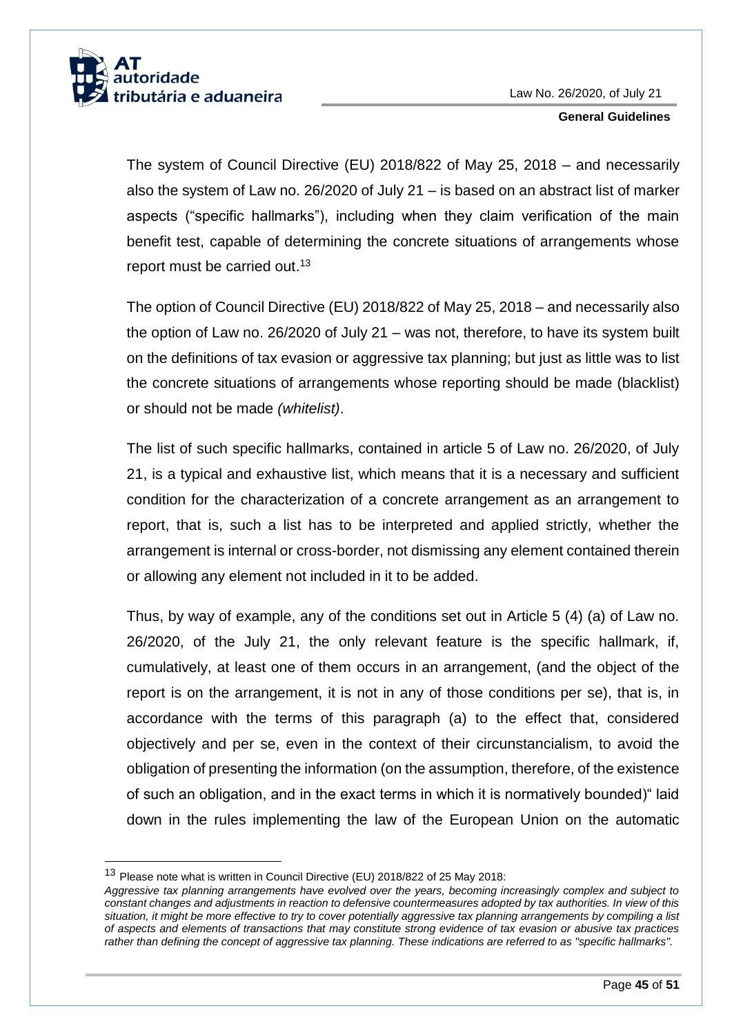The system of Council Directive (EU) 2018/822 of May 25, 2018 – and necessarily also the system of Law no. 26/2020 of July 21 – is based on an abstract list of marker aspects ("specific hallmarks"), including when they claim verification of the main benefit test, capable of determining the concrete situations of arrangements whose report must be carried out.[13]

The option of Council Directive (EU) 2018/822 of May 25, 2018 – and necessarily also the option of Law no. 26/2020 of July 21 – was not, therefore, to have its system built on the definitions of tax evasion or aggressive tax planning; but just as little was to list the concrete situations of arrangements whose reporting should be made (blacklist) or should not be made *(whitelist)*.

The list of such specific hallmarks, contained in article 5 of Law no. 26/2020, of July 21, is a typical and exhaustive list, which means that it is a necessary and sufficient condition for the characterization of a concrete arrangement as an arrangement to report, that is, such a list has to be interpreted and applied strictly, whether the arrangement is internal or cross-border, not dismissing any element contained therein or allowing any element not included in it to be added.

Thus, by way of example, any of the conditions set out in Article 5 (4) (a) of Law no. 26/2020, of the July 21, the only relevant feature is the specific hallmark, if, cumulatively, at least one of them occurs in an arrangement, (and the object of the report is on the arrangement, it is not in any of those conditions per se), that is, in accordance with the terms of this paragraph (a) to the effect that, considered objectively and per se, even in the context of their circunstancialism, to avoid the obligation of presenting the information (on the assumption, therefore, of the existence of such an obligation, and in the exact terms in which it is normatively bounded)" laid down in the rules implementing the law of the European Union on the automatic

---

[13] Please note what is written in Council Directive (EU) 2018/822 of 25 May 2018:
*Aggressive tax planning arrangements have evolved over the years, becoming increasingly complex and subject to constant changes and adjustments in reaction to defensive countermeasures adopted by tax authorities. In view of this situation, it might be more effective to try to cover potentially aggressive tax planning arrangements by compiling a list of aspects and elements of transactions that may constitute strong evidence of tax evasion or abusive tax practices rather than defining the concept of aggressive tax planning. These indications are referred to as "specific hallmarks".*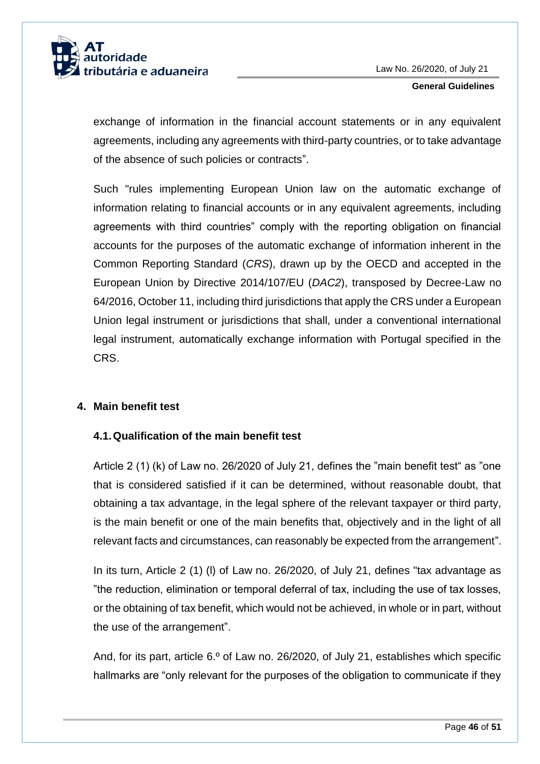exchange of information in the financial account statements or in any equivalent agreements, including any agreements with third-party countries, or to take advantage of the absence of such policies or contracts".

Such "rules implementing European Union law on the automatic exchange of information relating to financial accounts or in any equivalent agreements, including agreements with third countries" comply with the reporting obligation on financial accounts for the purposes of the automatic exchange of information inherent in the Common Reporting Standard (*CRS*), drawn up by the OECD and accepted in the European Union by Directive 2014/107/EU (*DAC2*), transposed by Decree-Law no 64/2016, October 11, including third jurisdictions that apply the CRS under a European Union legal instrument or jurisdictions that shall, under a conventional international legal instrument, automatically exchange information with Portugal specified in the CRS.

## 4. Main benefit test

### 4.1. Qualification of the main benefit test

Article 2 (1) (k) of Law no. 26/2020 of July 21, defines the "main benefit test" as "one that is considered satisfied if it can be determined, without reasonable doubt, that obtaining a tax advantage, in the legal sphere of the relevant taxpayer or third party, is the main benefit or one of the main benefits that, objectively and in the light of all relevant facts and circumstances, can reasonably be expected from the arrangement".

In its turn, Article 2 (1) (l) of Law no. 26/2020, of July 21, defines "tax advantage as "the reduction, elimination or temporal deferral of tax, including the use of tax losses, or the obtaining of tax benefit, which would not be achieved, in whole or in part, without the use of the arrangement".

And, for its part, article 6.º of Law no. 26/2020, of July 21, establishes which specific hallmarks are "only relevant for the purposes of the obligation to communicate if they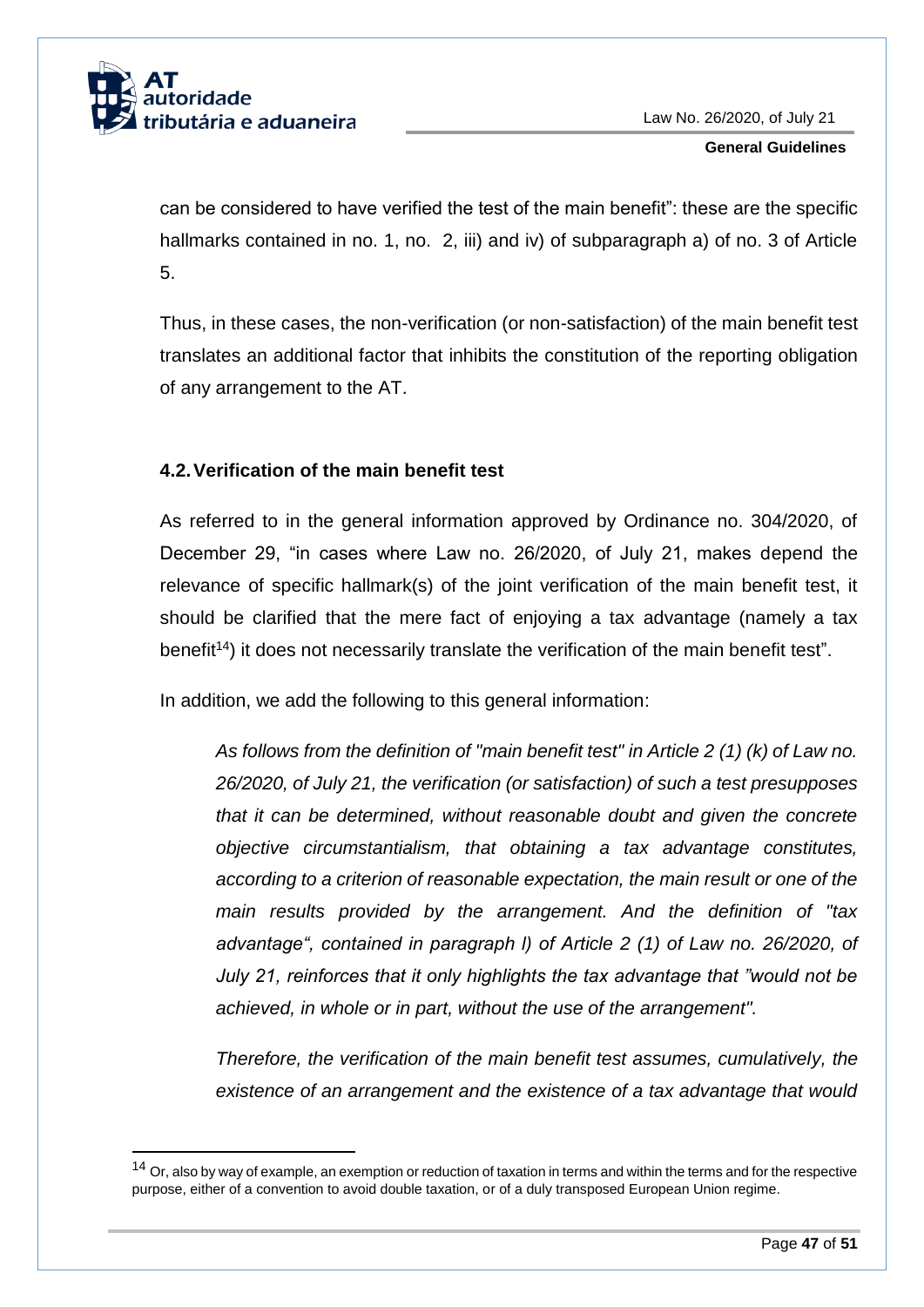can be considered to have verified the test of the main benefit": these are the specific hallmarks contained in no. 1, no. 2, iii) and iv) of subparagraph a) of no. 3 of Article 5.

Thus, in these cases, the non-verification (or non-satisfaction) of the main benefit test translates an additional factor that inhibits the constitution of the reporting obligation of any arrangement to the AT.

## 4.2. Verification of the main benefit test

As referred to in the general information approved by Ordinance no. 304/2020, of December 29, "in cases where Law no. 26/2020, of July 21, makes depend the relevance of specific hallmark(s) of the joint verification of the main benefit test, it should be clarified that the mere fact of enjoying a tax advantage (namely a tax benefit[14]) it does not necessarily translate the verification of the main benefit test".

In addition, we add the following to this general information:

> *As follows from the definition of "main benefit test" in Article 2 (1) (k) of Law no. 26/2020, of July 21, the verification (or satisfaction) of such a test presupposes that it can be determined, without reasonable doubt and given the concrete objective circumstantialism, that obtaining a tax advantage constitutes, according to a criterion of reasonable expectation, the main result or one of the main results provided by the arrangement. And the definition of "tax advantage", contained in paragraph l) of Article 2 (1) of Law no. 26/2020, of July 21, reinforces that it only highlights the tax advantage that "would not be achieved, in whole or in part, without the use of the arrangement".*
>
> *Therefore, the verification of the main benefit test assumes, cumulatively, the existence of an arrangement and the existence of a tax advantage that would*

[14] Or, also by way of example, an exemption or reduction of taxation in terms and within the terms and for the respective purpose, either of a convention to avoid double taxation, or of a duly transposed European Union regime.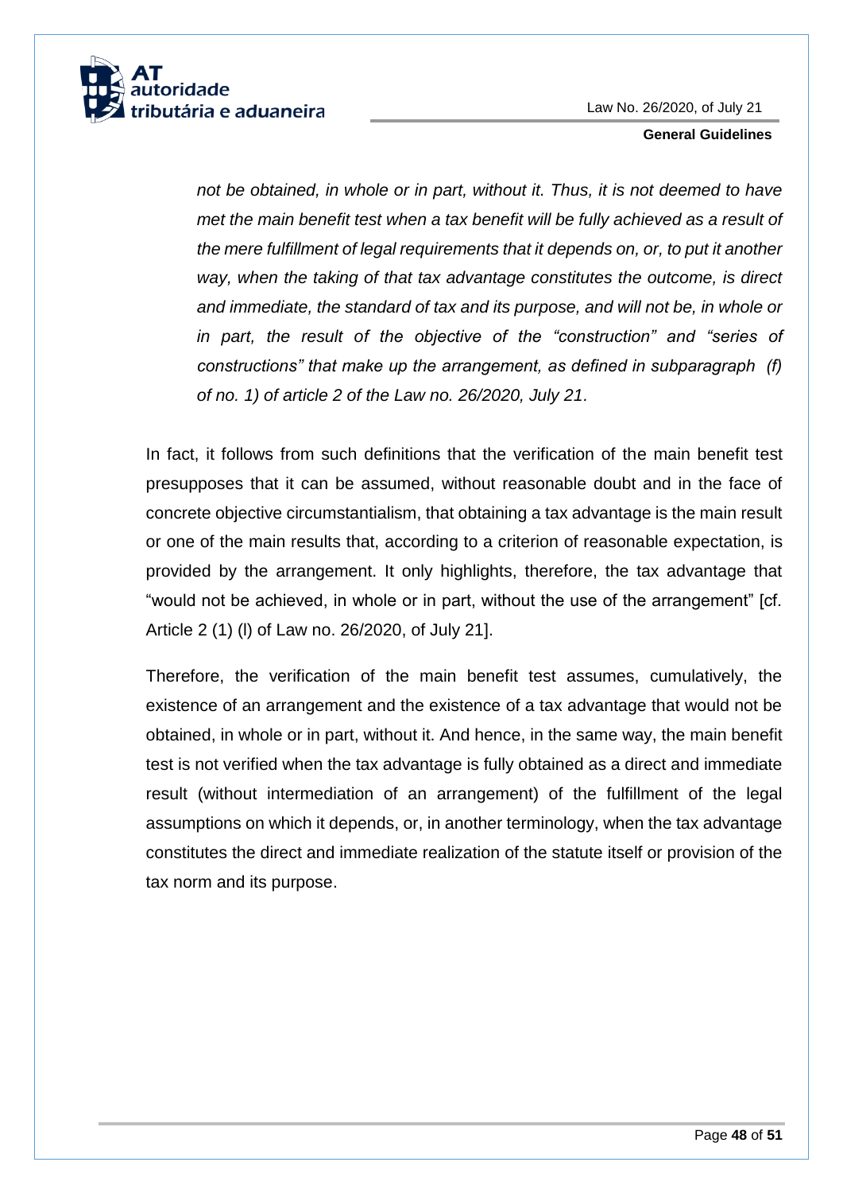*not be obtained, in whole or in part, without it. Thus, it is not deemed to have met the main benefit test when a tax benefit will be fully achieved as a result of the mere fulfillment of legal requirements that it depends on, or, to put it another way, when the taking of that tax advantage constitutes the outcome, is direct and immediate, the standard of tax and its purpose, and will not be, in whole or in part, the result of the objective of the "construction" and "series of constructions" that make up the arrangement, as defined in subparagraph (f) of no. 1) of article 2 of the Law no. 26/2020, July 21.*

In fact, it follows from such definitions that the verification of the main benefit test presupposes that it can be assumed, without reasonable doubt and in the face of concrete objective circumstantialism, that obtaining a tax advantage is the main result or one of the main results that, according to a criterion of reasonable expectation, is provided by the arrangement. It only highlights, therefore, the tax advantage that "would not be achieved, in whole or in part, without the use of the arrangement" [cf. Article 2 (1) (l) of Law no. 26/2020, of July 21].

Therefore, the verification of the main benefit test assumes, cumulatively, the existence of an arrangement and the existence of a tax advantage that would not be obtained, in whole or in part, without it. And hence, in the same way, the main benefit test is not verified when the tax advantage is fully obtained as a direct and immediate result (without intermediation of an arrangement) of the fulfillment of the legal assumptions on which it depends, or, in another terminology, when the tax advantage constitutes the direct and immediate realization of the statute itself or provision of the tax norm and its purpose.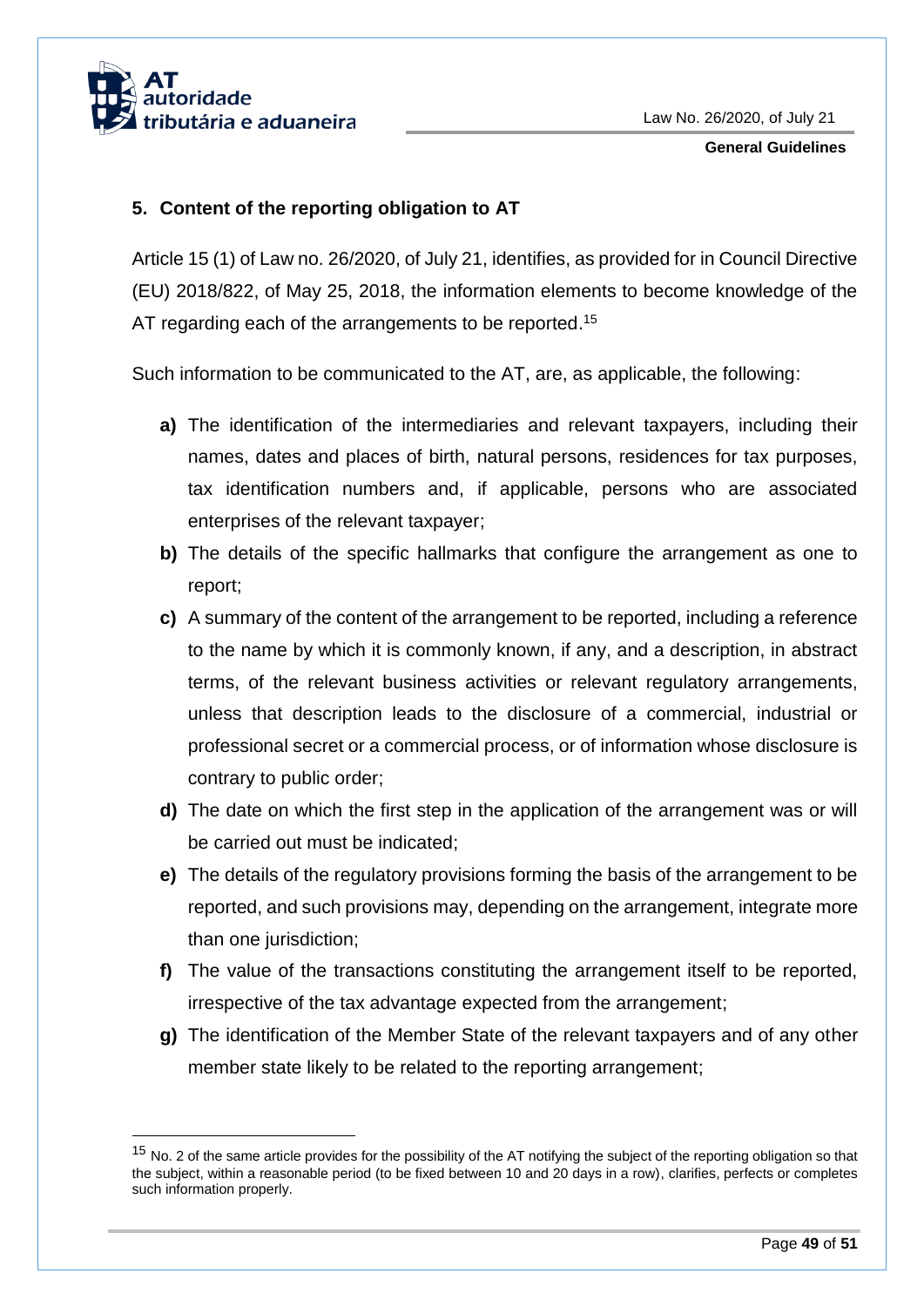## 5. Content of the reporting obligation to AT

Article 15 (1) of Law no. 26/2020, of July 21, identifies, as provided for in Council Directive (EU) 2018/822, of May 25, 2018, the information elements to become knowledge of the AT regarding each of the arrangements to be reported.[15]

Such information to be communicated to the AT, are, as applicable, the following:

- **a)** The identification of the intermediaries and relevant taxpayers, including their names, dates and places of birth, natural persons, residences for tax purposes, tax identification numbers and, if applicable, persons who are associated enterprises of the relevant taxpayer;
- **b)** The details of the specific hallmarks that configure the arrangement as one to report;
- **c)** A summary of the content of the arrangement to be reported, including a reference to the name by which it is commonly known, if any, and a description, in abstract terms, of the relevant business activities or relevant regulatory arrangements, unless that description leads to the disclosure of a commercial, industrial or professional secret or a commercial process, or of information whose disclosure is contrary to public order;
- **d)** The date on which the first step in the application of the arrangement was or will be carried out must be indicated;
- **e)** The details of the regulatory provisions forming the basis of the arrangement to be reported, and such provisions may, depending on the arrangement, integrate more than one jurisdiction;
- **f)** The value of the transactions constituting the arrangement itself to be reported, irrespective of the tax advantage expected from the arrangement;
- **g)** The identification of the Member State of the relevant taxpayers and of any other member state likely to be related to the reporting arrangement;

[15] No. 2 of the same article provides for the possibility of the AT notifying the subject of the reporting obligation so that the subject, within a reasonable period (to be fixed between 10 and 20 days in a row), clarifies, perfects or completes such information properly.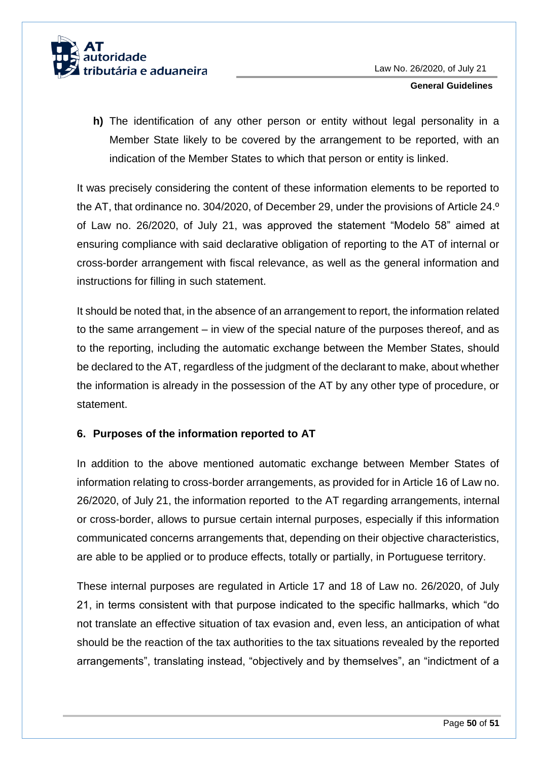**h)** The identification of any other person or entity without legal personality in a Member State likely to be covered by the arrangement to be reported, with an indication of the Member States to which that person or entity is linked.

It was precisely considering the content of these information elements to be reported to the AT, that ordinance no. 304/2020, of December 29, under the provisions of Article 24.º of Law no. 26/2020, of July 21, was approved the statement "Modelo 58" aimed at ensuring compliance with said declarative obligation of reporting to the AT of internal or cross-border arrangement with fiscal relevance, as well as the general information and instructions for filling in such statement.

It should be noted that, in the absence of an arrangement to report, the information related to the same arrangement – in view of the special nature of the purposes thereof, and as to the reporting, including the automatic exchange between the Member States, should be declared to the AT, regardless of the judgment of the declarant to make, about whether the information is already in the possession of the AT by any other type of procedure, or statement.

## 6. Purposes of the information reported to AT

In addition to the above mentioned automatic exchange between Member States of information relating to cross-border arrangements, as provided for in Article 16 of Law no. 26/2020, of July 21, the information reported to the AT regarding arrangements, internal or cross-border, allows to pursue certain internal purposes, especially if this information communicated concerns arrangements that, depending on their objective characteristics, are able to be applied or to produce effects, totally or partially, in Portuguese territory.

These internal purposes are regulated in Article 17 and 18 of Law no. 26/2020, of July 21, in terms consistent with that purpose indicated to the specific hallmarks, which "do not translate an effective situation of tax evasion and, even less, an anticipation of what should be the reaction of the tax authorities to the tax situations revealed by the reported arrangements", translating instead, "objectively and by themselves", an "indictment of a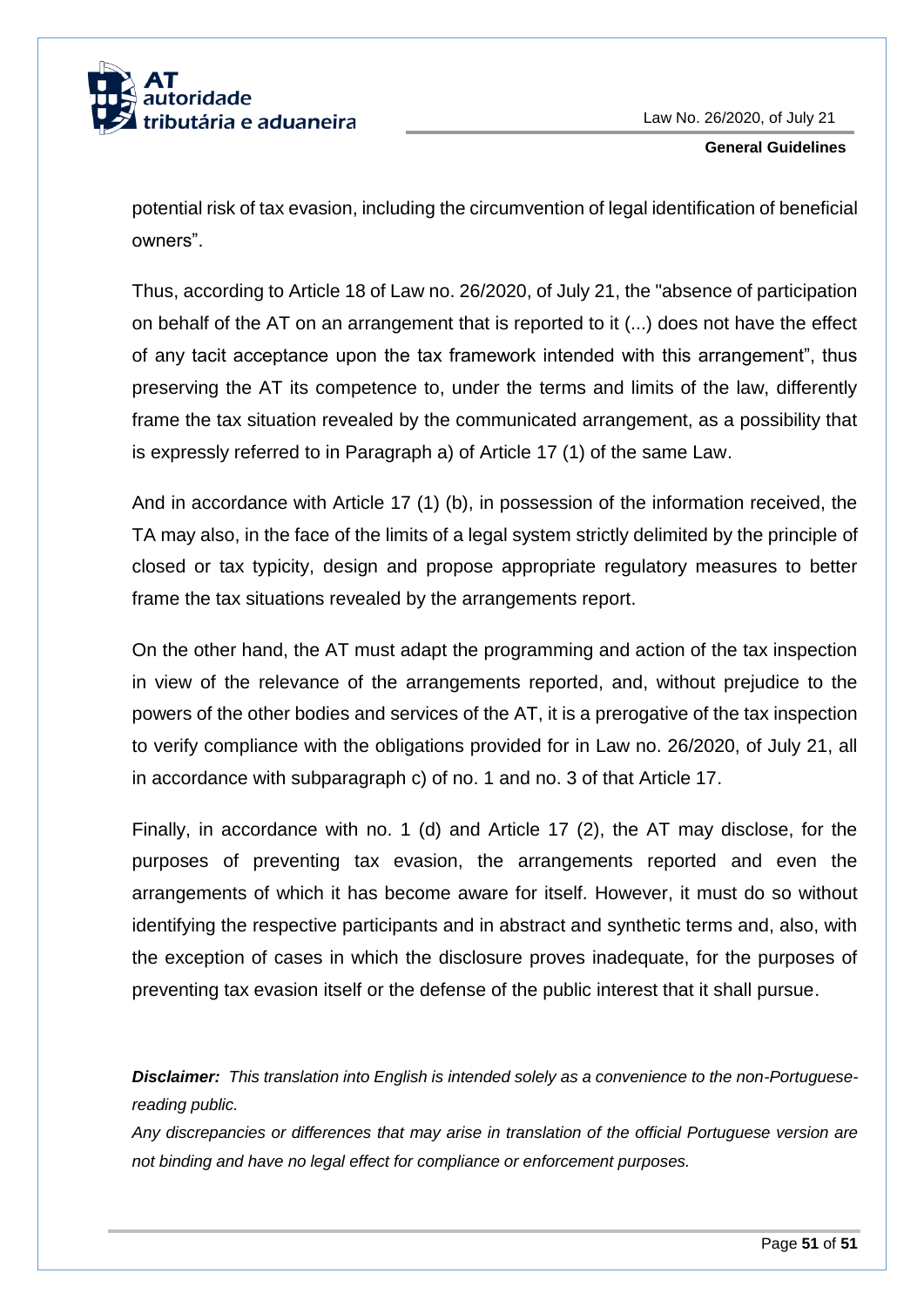potential risk of tax evasion, including the circumvention of legal identification of beneficial owners".

Thus, according to Article 18 of Law no. 26/2020, of July 21, the "absence of participation on behalf of the AT on an arrangement that is reported to it (...) does not have the effect of any tacit acceptance upon the tax framework intended with this arrangement", thus preserving the AT its competence to, under the terms and limits of the law, differently frame the tax situation revealed by the communicated arrangement, as a possibility that is expressly referred to in Paragraph a) of Article 17 (1) of the same Law.

And in accordance with Article 17 (1) (b), in possession of the information received, the TA may also, in the face of the limits of a legal system strictly delimited by the principle of closed or tax typicity, design and propose appropriate regulatory measures to better frame the tax situations revealed by the arrangements report.

On the other hand, the AT must adapt the programming and action of the tax inspection in view of the relevance of the arrangements reported, and, without prejudice to the powers of the other bodies and services of the AT, it is a prerogative of the tax inspection to verify compliance with the obligations provided for in Law no. 26/2020, of July 21, all in accordance with subparagraph c) of no. 1 and no. 3 of that Article 17.

Finally, in accordance with no. 1 (d) and Article 17 (2), the AT may disclose, for the purposes of preventing tax evasion, the arrangements reported and even the arrangements of which it has become aware for itself. However, it must do so without identifying the respective participants and in abstract and synthetic terms and, also, with the exception of cases in which the disclosure proves inadequate, for the purposes of preventing tax evasion itself or the defense of the public interest that it shall pursue.

***Disclaimer:*** *This translation into English is intended solely as a convenience to the non-Portuguese-reading public.*

*Any discrepancies or differences that may arise in translation of the official Portuguese version are not binding and have no legal effect for compliance or enforcement purposes.*